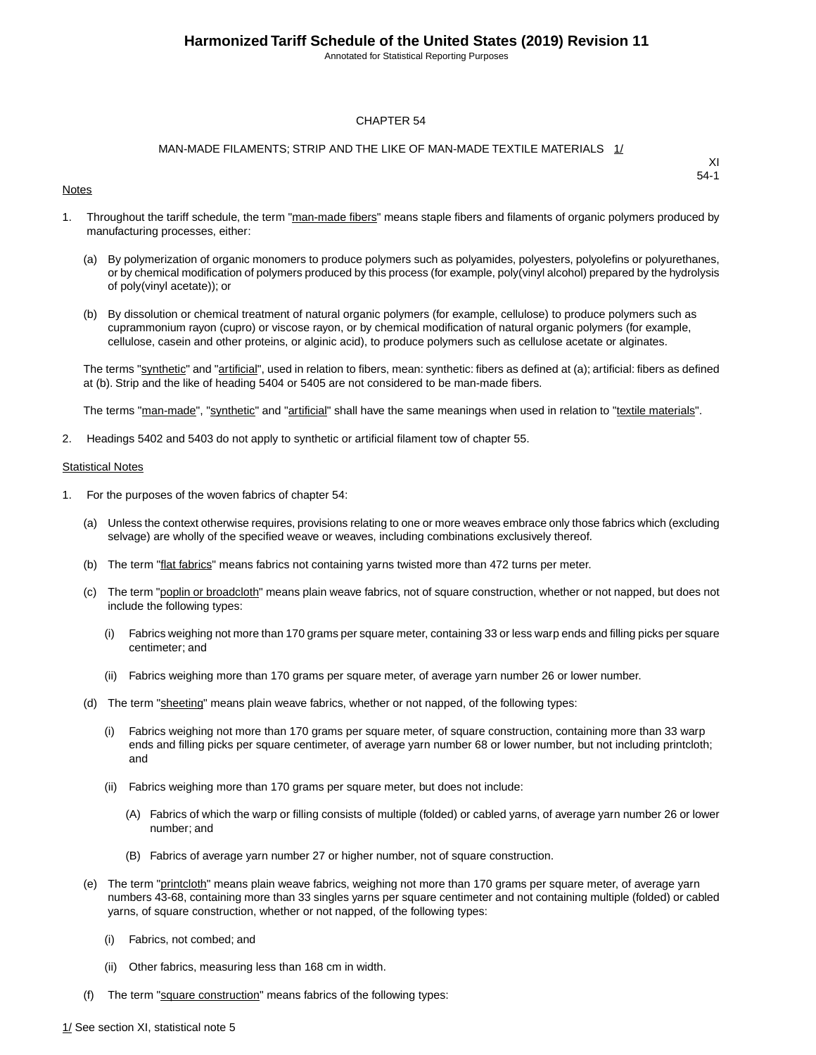# CHAPTER 54

## MAN-MADE FILAMENTS; STRIP AND THE LIKE OF MAN-MADE TEXTILE MATERIALS 1/

XI
54-1

Notes

1. Throughout the tariff schedule, the term "man-made fibers" means staple fibers and filaments of organic polymers produced by manufacturing processes, either:

   (a) By polymerization of organic monomers to produce polymers such as polyamides, polyesters, polyolefins or polyurethanes, or by chemical modification of polymers produced by this process (for example, poly(vinyl alcohol) prepared by the hydrolysis of poly(vinyl acetate)); or

   (b) By dissolution or chemical treatment of natural organic polymers (for example, cellulose) to produce polymers such as cuprammonium rayon (cupro) or viscose rayon, or by chemical modification of natural organic polymers (for example, cellulose, casein and other proteins, or alginic acid), to produce polymers such as cellulose acetate or alginates.

   The terms "synthetic" and "artificial", used in relation to fibers, mean: synthetic: fibers as defined at (a); artificial: fibers as defined at (b). Strip and the like of heading 5404 or 5405 are not considered to be man-made fibers.

   The terms "man-made", "synthetic" and "artificial" shall have the same meanings when used in relation to "textile materials".

2. Headings 5402 and 5403 do not apply to synthetic or artificial filament tow of chapter 55.

Statistical Notes

1. For the purposes of the woven fabrics of chapter 54:

   (a) Unless the context otherwise requires, provisions relating to one or more weaves embrace only those fabrics which (excluding selvage) are wholly of the specified weave or weaves, including combinations exclusively thereof.

   (b) The term "flat fabrics" means fabrics not containing yarns twisted more than 472 turns per meter.

   (c) The term "poplin or broadcloth" means plain weave fabrics, not of square construction, whether or not napped, but does not include the following types:

      (i) Fabrics weighing not more than 170 grams per square meter, containing 33 or less warp ends and filling picks per square centimeter; and

      (ii) Fabrics weighing more than 170 grams per square meter, of average yarn number 26 or lower number.

   (d) The term "sheeting" means plain weave fabrics, whether or not napped, of the following types:

      (i) Fabrics weighing not more than 170 grams per square meter, of square construction, containing more than 33 warp ends and filling picks per square centimeter, of average yarn number 68 or lower number, but not including printcloth; and

      (ii) Fabrics weighing more than 170 grams per square meter, but does not include:

         (A) Fabrics of which the warp or filling consists of multiple (folded) or cabled yarns, of average yarn number 26 or lower number; and

         (B) Fabrics of average yarn number 27 or higher number, not of square construction.

   (e) The term "printcloth" means plain weave fabrics, weighing not more than 170 grams per square meter, of average yarn numbers 43-68, containing more than 33 singles yarns per square centimeter and not containing multiple (folded) or cabled yarns, of square construction, whether or not napped, of the following types:

      (i) Fabrics, not combed; and

      (ii) Other fabrics, measuring less than 168 cm in width.

   (f) The term "square construction" means fabrics of the following types:

1/ See section XI, statistical note 5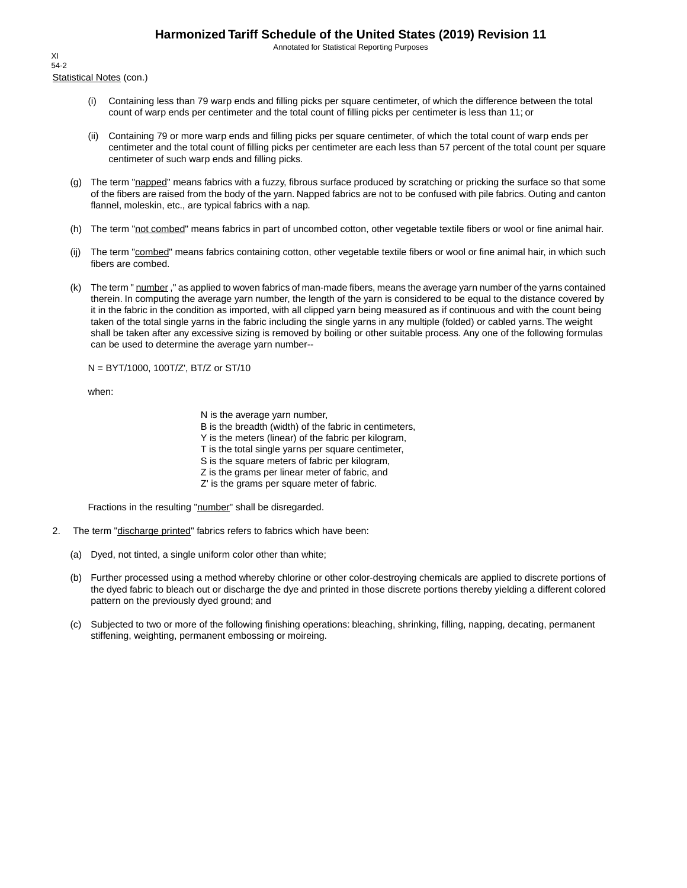Statistical Notes (con.)

(i) Containing less than 79 warp ends and filling picks per square centimeter, of which the difference between the total count of warp ends per centimeter and the total count of filling picks per centimeter is less than 11; or

(ii) Containing 79 or more warp ends and filling picks per square centimeter, of which the total count of warp ends per centimeter and the total count of filling picks per centimeter are each less than 57 percent of the total count per square centimeter of such warp ends and filling picks.

(g) The term "napped" means fabrics with a fuzzy, fibrous surface produced by scratching or pricking the surface so that some of the fibers are raised from the body of the yarn. Napped fabrics are not to be confused with pile fabrics. Outing and canton flannel, moleskin, etc., are typical fabrics with a nap.

(h) The term "not combed" means fabrics in part of uncombed cotton, other vegetable textile fibers or wool or fine animal hair.

(ij) The term "combed" means fabrics containing cotton, other vegetable textile fibers or wool or fine animal hair, in which such fibers are combed.

(k) The term " number ," as applied to woven fabrics of man-made fibers, means the average yarn number of the yarns contained therein. In computing the average yarn number, the length of the yarn is considered to be equal to the distance covered by it in the fabric in the condition as imported, with all clipped yarn being measured as if continuous and with the count being taken of the total single yarns in the fabric including the single yarns in any multiple (folded) or cabled yarns. The weight shall be taken after any excessive sizing is removed by boiling or other suitable process. Any one of the following formulas can be used to determine the average yarn number--

$N = BYT/1000$, $100T/Z'$, $BT/Z$ or $ST/10$

when:

$N$ is the average yarn number,
$B$ is the breadth (width) of the fabric in centimeters,
$Y$ is the meters (linear) of the fabric per kilogram,
$T$ is the total single yarns per square centimeter,
$S$ is the square meters of fabric per kilogram,
$Z$ is the grams per linear meter of fabric, and
$Z'$ is the grams per square meter of fabric.

Fractions in the resulting "number" shall be disregarded.

2. The term "discharge printed" fabrics refers to fabrics which have been:

(a) Dyed, not tinted, a single uniform color other than white;

(b) Further processed using a method whereby chlorine or other color-destroying chemicals are applied to discrete portions of the dyed fabric to bleach out or discharge the dye and printed in those discrete portions thereby yielding a different colored pattern on the previously dyed ground; and

(c) Subjected to two or more of the following finishing operations: bleaching, shrinking, filling, napping, decating, permanent stiffening, weighting, permanent embossing or moireing.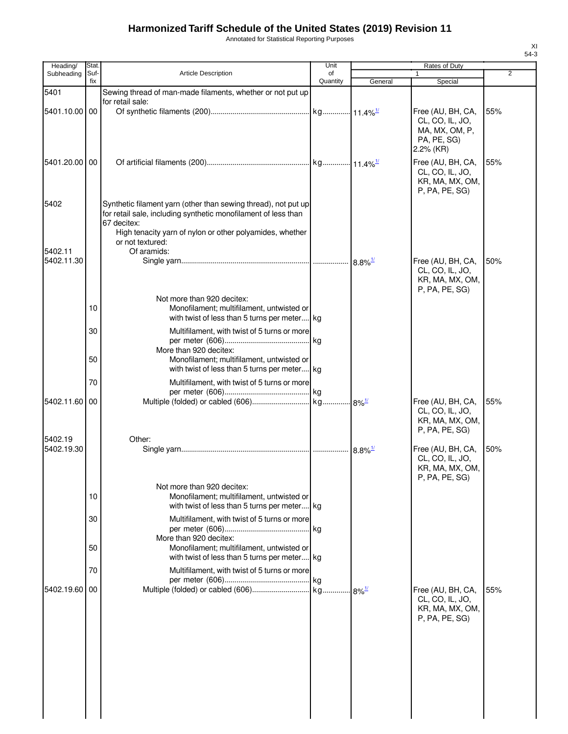# Harmonized Tariff Schedule of the United States (2019) Revision 11

Annotated for Statistical Reporting Purposes

XI
54-3

| Heading/ Subheading | Stat. Suf- fix | Article Description | Unit of Quantity | Rates of Duty 1 General | Special | 2 |
|---|---|---|---|---|---|---|
| 5401 | | Sewing thread of man-made filaments, whether or not put up for retail sale: | | | | |
| 5401.10.00 | 00 | Of synthetic filaments (200) | kg | 11.4%[1/] | Free (AU, BH, CA, CL, CO, IL, JO, MA, MX, OM, P, PA, PE, SG) 2.2% (KR) | 55% |
| 5401.20.00 | 00 | Of artificial filaments (200) | kg | 11.4%[1/] | Free (AU, BH, CA, CL, CO, IL, JO, KR, MA, MX, OM, P, PA, PE, SG) | 55% |
| 5402 | | Synthetic filament yarn (other than sewing thread), not put up for retail sale, including synthetic monofilament of less than 67 decitex: | | | | |
| | | High tenacity yarn of nylon or other polyamides, whether or not textured: | | | | |
| 5402.11 | | Of aramids: | | | | |
| 5402.11.30 | | Single yarn | | 8.8%[1/] | Free (AU, BH, CA, CL, CO, IL, JO, KR, MA, MX, OM, P, PA, PE, SG) | 50% |
| | | Not more than 920 decitex: | | | | |
| | 10 | Monofilament; multifilament, untwisted or with twist of less than 5 turns per meter | kg | | | |
| | 30 | Multifilament, with twist of 5 turns or more per meter (606) | kg | | | |
| | | More than 920 decitex: | | | | |
| | 50 | Monofilament; multifilament, untwisted or with twist of less than 5 turns per meter | kg | | | |
| | 70 | Multifilament, with twist of 5 turns or more per meter (606) | kg | | | |
| 5402.11.60 | 00 | Multiple (folded) or cabled (606) | kg | 8%[1/] | Free (AU, BH, CA, CL, CO, IL, JO, KR, MA, MX, OM, P, PA, PE, SG) | 55% |
| 5402.19 | | Other: | | | | |
| 5402.19.30 | | Single yarn | | 8.8%[1/] | Free (AU, BH, CA, CL, CO, IL, JO, KR, MA, MX, OM, P, PA, PE, SG) | 50% |
| | | Not more than 920 decitex: | | | | |
| | 10 | Monofilament; multifilament, untwisted or with twist of less than 5 turns per meter | kg | | | |
| | 30 | Multifilament, with twist of 5 turns or more per meter (606) | kg | | | |
| | | More than 920 decitex: | | | | |
| | 50 | Monofilament; multifilament, untwisted or with twist of less than 5 turns per meter | kg | | | |
| | 70 | Multifilament, with twist of 5 turns or more per meter (606) | kg | | | |
| 5402.19.60 | 00 | Multiple (folded) or cabled (606) | kg | 8%[1/] | Free (AU, BH, CA, CL, CO, IL, JO, KR, MA, MX, OM, P, PA, PE, SG) | 55% |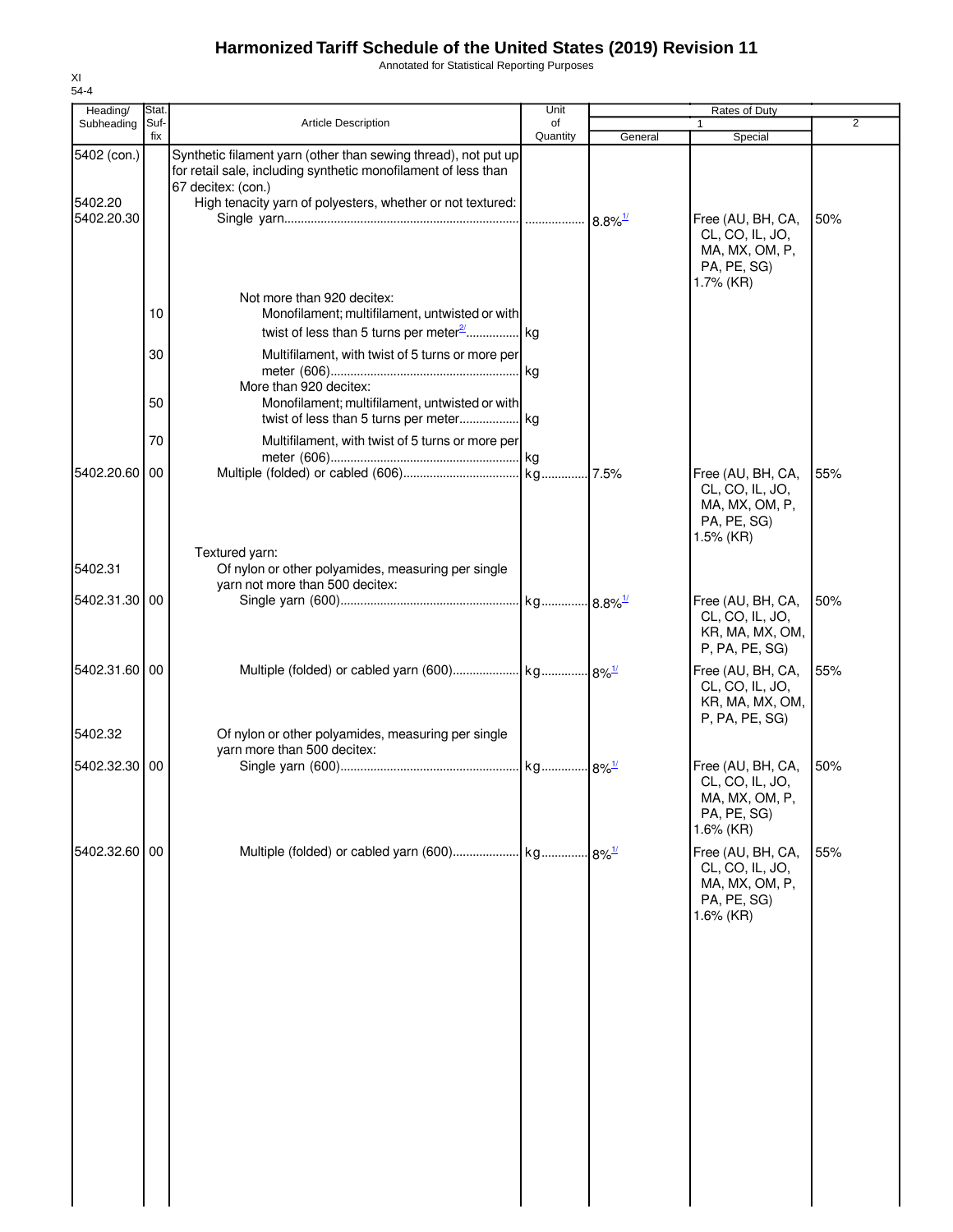# Harmonized Tariff Schedule of the United States (2019) Revision 11

Annotated for Statistical Reporting Purposes

XI
54-4

| Heading/ Subheading | Stat. Suf- fix | Article Description | Unit of Quantity | Rates of Duty 1 General | Special | 2 |
|---|---|---|---|---|---|---|
| 5402 (con.) | | Synthetic filament yarn (other than sewing thread), not put up for retail sale, including synthetic monofilament of less than 67 decitex: (con.) | | | | |
| 5402.20 | | High tenacity yarn of polyesters, whether or not textured: | | | | |
| 5402.20.30 | | Single yarn | | 8.8%[1/] | Free (AU, BH, CA, CL, CO, IL, JO, MA, MX, OM, P, PA, PE, SG) 1.7% (KR) | 50% |
| | | Not more than 920 decitex: | | | | |
| | 10 | Monofilament; multifilament, untwisted or with twist of less than 5 turns per meter[2/] | kg | | | |
| | 30 | Multifilament, with twist of 5 turns or more per meter (606) | kg | | | |
| | | More than 920 decitex: | | | | |
| | 50 | Monofilament; multifilament, untwisted or with twist of less than 5 turns per meter | kg | | | |
| | 70 | Multifilament, with twist of 5 turns or more per meter (606) | kg | | | |
| 5402.20.60 | 00 | Multiple (folded) or cabled (606) | kg | 7.5% | Free (AU, BH, CA, CL, CO, IL, JO, MA, MX, OM, P, PA, PE, SG) 1.5% (KR) | 55% |
| | | Textured yarn: | | | | |
| 5402.31 | | Of nylon or other polyamides, measuring per single yarn not more than 500 decitex: | | | | |
| 5402.31.30 | 00 | Single yarn (600) | kg | 8.8%[1/] | Free (AU, BH, CA, CL, CO, IL, JO, KR, MA, MX, OM, P, PA, PE, SG) | 50% |
| 5402.31.60 | 00 | Multiple (folded) or cabled yarn (600) | kg | 8%[1/] | Free (AU, BH, CA, CL, CO, IL, JO, KR, MA, MX, OM, P, PA, PE, SG) | 55% |
| 5402.32 | | Of nylon or other polyamides, measuring per single yarn more than 500 decitex: | | | | |
| 5402.32.30 | 00 | Single yarn (600) | kg | 8%[1/] | Free (AU, BH, CA, CL, CO, IL, JO, MA, MX, OM, P, PA, PE, SG) 1.6% (KR) | 50% |
| 5402.32.60 | 00 | Multiple (folded) or cabled yarn (600) | kg | 8%[1/] | Free (AU, BH, CA, CL, CO, IL, JO, MA, MX, OM, P, PA, PE, SG) 1.6% (KR) | 55% |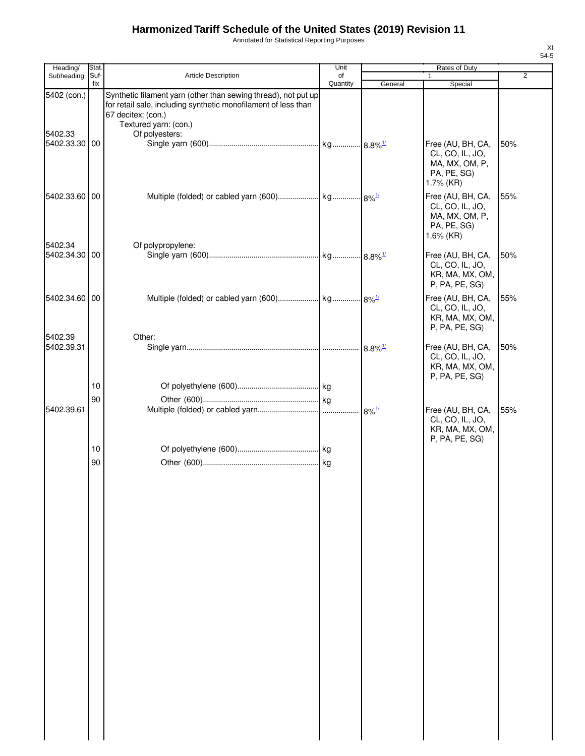# Harmonized Tariff Schedule of the United States (2019) Revision 11

Annotated for Statistical Reporting Purposes

XI
54-5

| Heading/ Subheading | Stat. Suf- fix | Article Description | Unit of Quantity | Rates of Duty 1 General | Special | 2 |
|---|---|---|---|---|---|---|
| 5402 (con.) | | Synthetic filament yarn (other than sewing thread), not put up for retail sale, including synthetic monofilament of less than 67 decitex: (con.) | | | | |
| | | Textured yarn: (con.) | | | | |
| 5402.33 | | Of polyesters: | | | | |
| 5402.33.30 | 00 | Single yarn (600) | kg | 8.8%[1/] | Free (AU, BH, CA, CL, CO, IL, JO, MA, MX, OM, P, PA, PE, SG) 1.7% (KR) | 50% |
| 5402.33.60 | 00 | Multiple (folded) or cabled yarn (600) | kg | 8%[1/] | Free (AU, BH, CA, CL, CO, IL, JO, MA, MX, OM, P, PA, PE, SG) 1.6% (KR) | 55% |
| 5402.34 | | Of polypropylene: | | | | |
| 5402.34.30 | 00 | Single yarn (600) | kg | 8.8%[1/] | Free (AU, BH, CA, CL, CO, IL, JO, KR, MA, MX, OM, P, PA, PE, SG) | 50% |
| 5402.34.60 | 00 | Multiple (folded) or cabled yarn (600) | kg | 8%[1/] | Free (AU, BH, CA, CL, CO, IL, JO, KR, MA, MX, OM, P, PA, PE, SG) | 55% |
| 5402.39 | | Other: | | | | |
| 5402.39.31 | | Single yarn | | 8.8%[1/] | Free (AU, BH, CA, CL, CO, IL, JO, KR, MA, MX, OM, P, PA, PE, SG) | 50% |
| | 10 | Of polyethylene (600) | kg | | | |
| | 90 | Other (600) | kg | | | |
| 5402.39.61 | | Multiple (folded) or cabled yarn | | 8%[1/] | Free (AU, BH, CA, CL, CO, IL, JO, KR, MA, MX, OM, P, PA, PE, SG) | 55% |
| | 10 | Of polyethylene (600) | kg | | | |
| | 90 | Other (600) | kg | | | |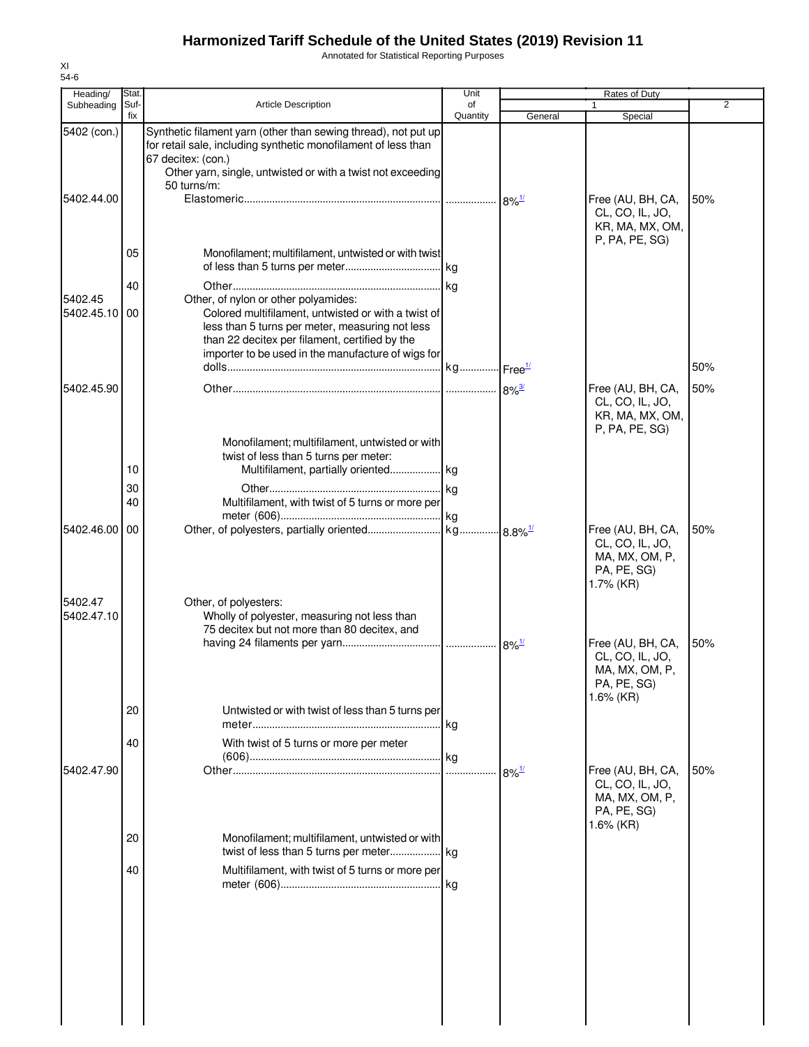# Harmonized Tariff Schedule of the United States (2019) Revision 11

Annotated for Statistical Reporting Purposes

XI
54-6

| Heading/ Subheading | Stat. Suf- fix | Article Description | Unit of Quantity | Rates of Duty 1 General | Special | 2 |
|---|---|---|---|---|---|---|
| 5402 (con.) | | Synthetic filament yarn (other than sewing thread), not put up for retail sale, including synthetic monofilament of less than 67 decitex: (con.) | | | | |
| | | Other yarn, single, untwisted or with a twist not exceeding 50 turns/m: | | | | |
| 5402.44.00 | | Elastomeric | | 8%[1/] | Free (AU, BH, CA, CL, CO, IL, JO, KR, MA, MX, OM, P, PA, PE, SG) | 50% |
| | 05 | Monofilament; multifilament, untwisted or with twist of less than 5 turns per meter | kg | | | |
| | 40 | Other | kg | | | |
| 5402.45 | | Other, of nylon or other polyamides: | | | | |
| 5402.45.10 | 00 | Colored multifilament, untwisted or with a twist of less than 5 turns per meter, measuring not less than 22 decitex per filament, certified by the importer to be used in the manufacture of wigs for dolls | kg | Free[1/] | | 50% |
| 5402.45.90 | | Other | | 8%[3/] | Free (AU, BH, CA, CL, CO, IL, JO, KR, MA, MX, OM, P, PA, PE, SG) | 50% |
| | | Monofilament; multifilament, untwisted or with twist of less than 5 turns per meter: | | | | |
| | 10 | Multifilament, partially oriented | kg | | | |
| | 30 | Other | kg | | | |
| | 40 | Multifilament, with twist of 5 turns or more per meter (606) | kg | | | |
| 5402.46.00 | 00 | Other, of polyesters, partially oriented | kg | 8.8%[1/] | Free (AU, BH, CA, CL, CO, IL, JO, MA, MX, OM, P, PA, PE, SG) 1.7% (KR) | 50% |
| 5402.47 | | Other, of polyesters: | | | | |
| 5402.47.10 | | Wholly of polyester, measuring not less than 75 decitex but not more than 80 decitex, and having 24 filaments per yarn | | 8%[1/] | Free (AU, BH, CA, CL, CO, IL, JO, MA, MX, OM, P, PA, PE, SG) 1.6% (KR) | 50% |
| | 20 | Untwisted or with twist of less than 5 turns per meter | kg | | | |
| | 40 | With twist of 5 turns or more per meter (606) | kg | | | |
| 5402.47.90 | | Other | | 8%[1/] | Free (AU, BH, CA, CL, CO, IL, JO, MA, MX, OM, P, PA, PE, SG) 1.6% (KR) | 50% |
| | 20 | Monofilament; multifilament, untwisted or with twist of less than 5 turns per meter | kg | | | |
| | 40 | Multifilament, with twist of 5 turns or more per meter (606) | kg | | | |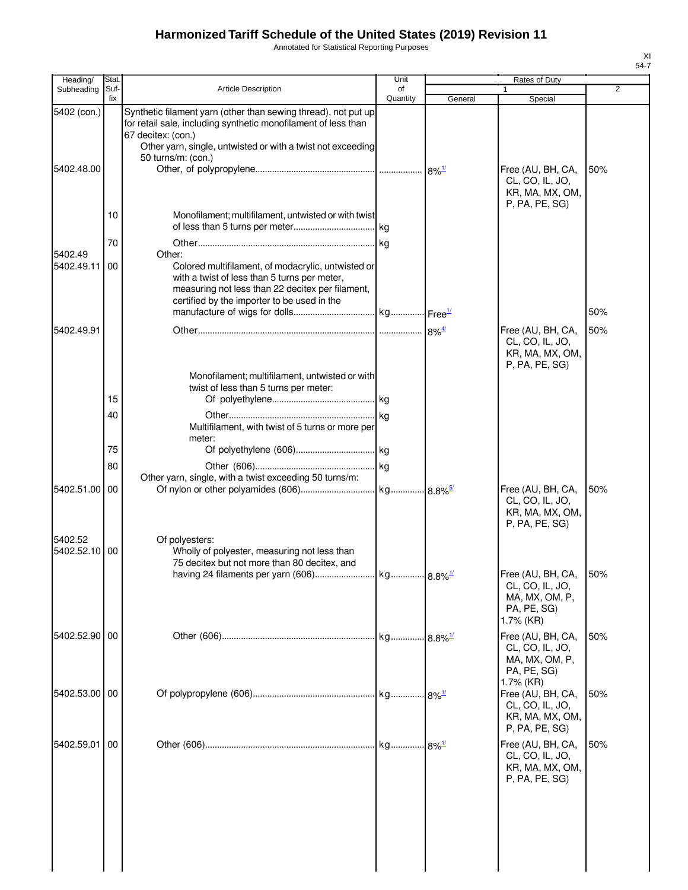# Harmonized Tariff Schedule of the United States (2019) Revision 11

Annotated for Statistical Reporting Purposes

| Heading/ Subheading | Stat. Suf- fix | Article Description | Unit of Quantity | Rates of Duty 1 General | Special | 2 |
|---|---|---|---|---|---|---|
| 5402 (con.) | | Synthetic filament yarn (other than sewing thread), not put up for retail sale, including synthetic monofilament of less than 67 decitex: (con.) | | | | |
| | | Other yarn, single, untwisted or with a twist not exceeding 50 turns/m: (con.) | | | | |
| 5402.48.00 | | Other, of polypropylene | | 8%[1/] | Free (AU, BH, CA, CL, CO, IL, JO, KR, MA, MX, OM, P, PA, PE, SG) | 50% |
| | 10 | Monofilament; multifilament, untwisted or with twist of less than 5 turns per meter | kg | | | |
| | 70 | Other | kg | | | |
| 5402.49 | | Other: | | | | |
| 5402.49.11 | 00 | Colored multifilament, of modacrylic, untwisted or with a twist of less than 5 turns per meter, measuring not less than 22 decitex per filament, certified by the importer to be used in the manufacture of wigs for dolls | kg | Free[1/] | | 50% |
| 5402.49.91 | | Other | | 8%[4/] | Free (AU, BH, CA, CL, CO, IL, JO, KR, MA, MX, OM, P, PA, PE, SG) | 50% |
| | | Monofilament; multifilament, untwisted or with twist of less than 5 turns per meter: | | | | |
| | 15 | Of polyethylene | kg | | | |
| | 40 | Other | kg | | | |
| | | Multifilament, with twist of 5 turns or more per meter: | | | | |
| | 75 | Of polyethylene (606) | kg | | | |
| | 80 | Other (606) | kg | | | |
| | | Other yarn, single, with a twist exceeding 50 turns/m: | | | | |
| 5402.51.00 | 00 | Of nylon or other polyamides (606) | kg | 8.8%[5/] | Free (AU, BH, CA, CL, CO, IL, JO, KR, MA, MX, OM, P, PA, PE, SG) | 50% |
| 5402.52 | | Of polyesters: | | | | |
| 5402.52.10 | 00 | Wholly of polyester, measuring not less than 75 decitex but not more than 80 decitex, and having 24 filaments per yarn (606) | kg | 8.8%[1/] | Free (AU, BH, CA, CL, CO, IL, JO, MA, MX, OM, P, PA, PE, SG) 1.7% (KR) | 50% |
| 5402.52.90 | 00 | Other (606) | kg | 8.8%[1/] | Free (AU, BH, CA, CL, CO, IL, JO, MA, MX, OM, P, PA, PE, SG) 1.7% (KR) | 50% |
| 5402.53.00 | 00 | Of polypropylene (606) | kg | 8%[1/] | Free (AU, BH, CA, CL, CO, IL, JO, KR, MA, MX, OM, P, PA, PE, SG) | 50% |
| 5402.59.01 | 00 | Other (606) | kg | 8%[1/] | Free (AU, BH, CA, CL, CO, IL, JO, KR, MA, MX, OM, P, PA, PE, SG) | 50% |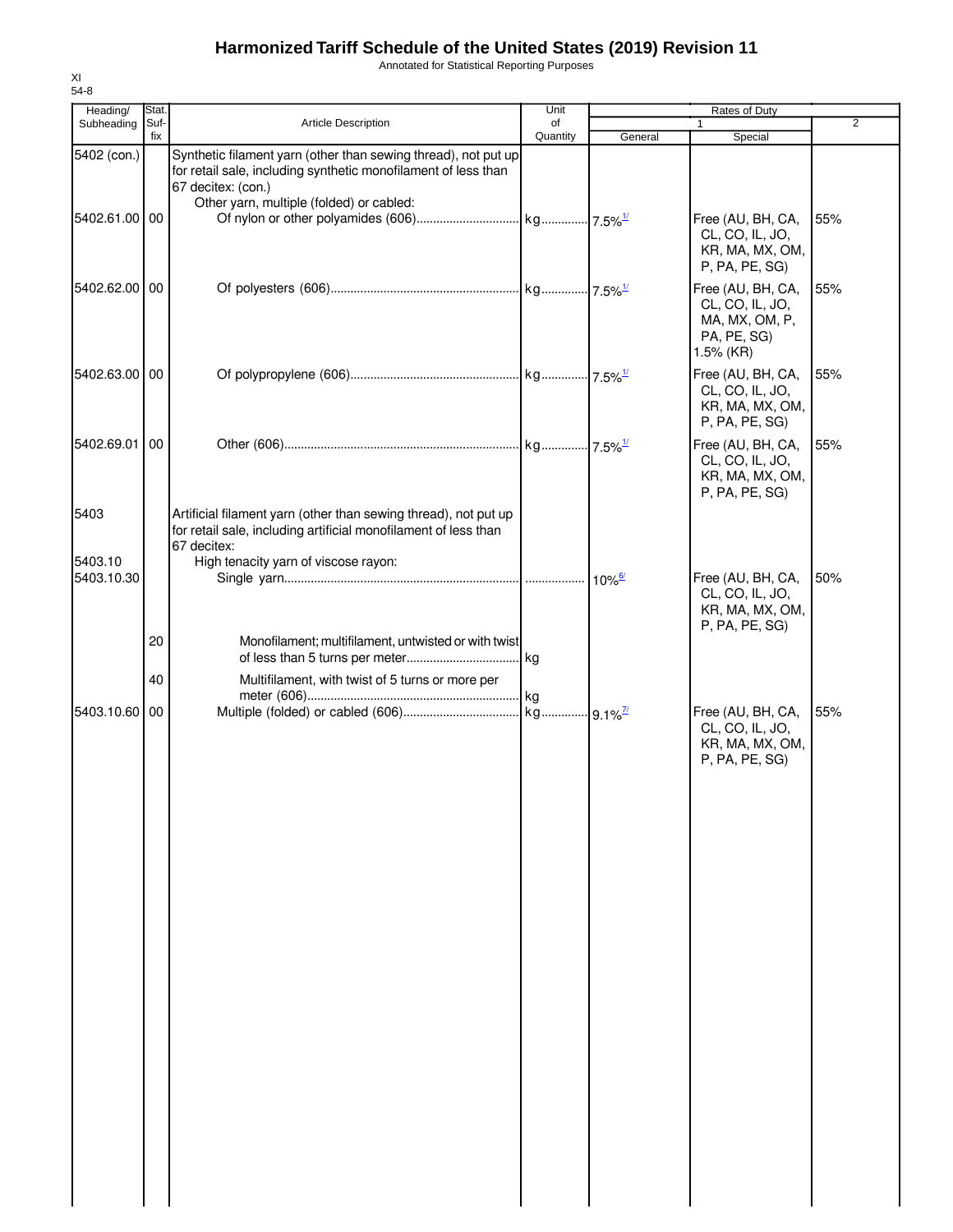# Harmonized Tariff Schedule of the United States (2019) Revision 11

Annotated for Statistical Reporting Purposes

XI
54-8

| Heading/ Subheading | Stat. Suf- fix | Article Description | Unit of Quantity | Rates of Duty 1 General | Special | 2 |
|---|---|---|---|---|---|---|
| 5402 (con.) | | Synthetic filament yarn (other than sewing thread), not put up for retail sale, including synthetic monofilament of less than 67 decitex: (con.) | | | | |
| | | Other yarn, multiple (folded) or cabled: | | | | |
| 5402.61.00 | 00 | Of nylon or other polyamides (606) | kg | 7.5%[1/] | Free (AU, BH, CA, CL, CO, IL, JO, KR, MA, MX, OM, P, PA, PE, SG) | 55% |
| 5402.62.00 | 00 | Of polyesters (606) | kg | 7.5%[1/] | Free (AU, BH, CA, CL, CO, IL, JO, MA, MX, OM, P, PA, PE, SG) 1.5% (KR) | 55% |
| 5402.63.00 | 00 | Of polypropylene (606) | kg | 7.5%[1/] | Free (AU, BH, CA, CL, CO, IL, JO, KR, MA, MX, OM, P, PA, PE, SG) | 55% |
| 5402.69.01 | 00 | Other (606) | kg | 7.5%[1/] | Free (AU, BH, CA, CL, CO, IL, JO, KR, MA, MX, OM, P, PA, PE, SG) | 55% |
| 5403 | | Artificial filament yarn (other than sewing thread), not put up for retail sale, including artificial monofilament of less than 67 decitex: | | | | |
| 5403.10 | | High tenacity yarn of viscose rayon: | | | | |
| 5403.10.30 | | Single yarn | | 10%[6/] | Free (AU, BH, CA, CL, CO, IL, JO, KR, MA, MX, OM, P, PA, PE, SG) | 50% |
| | 20 | Monofilament; multifilament, untwisted or with twist of less than 5 turns per meter | kg | | | |
| | 40 | Multifilament, with twist of 5 turns or more per meter (606) | kg | | | |
| 5403.10.60 | 00 | Multiple (folded) or cabled (606) | kg | 9.1%[7/] | Free (AU, BH, CA, CL, CO, IL, JO, KR, MA, MX, OM, P, PA, PE, SG) | 55% |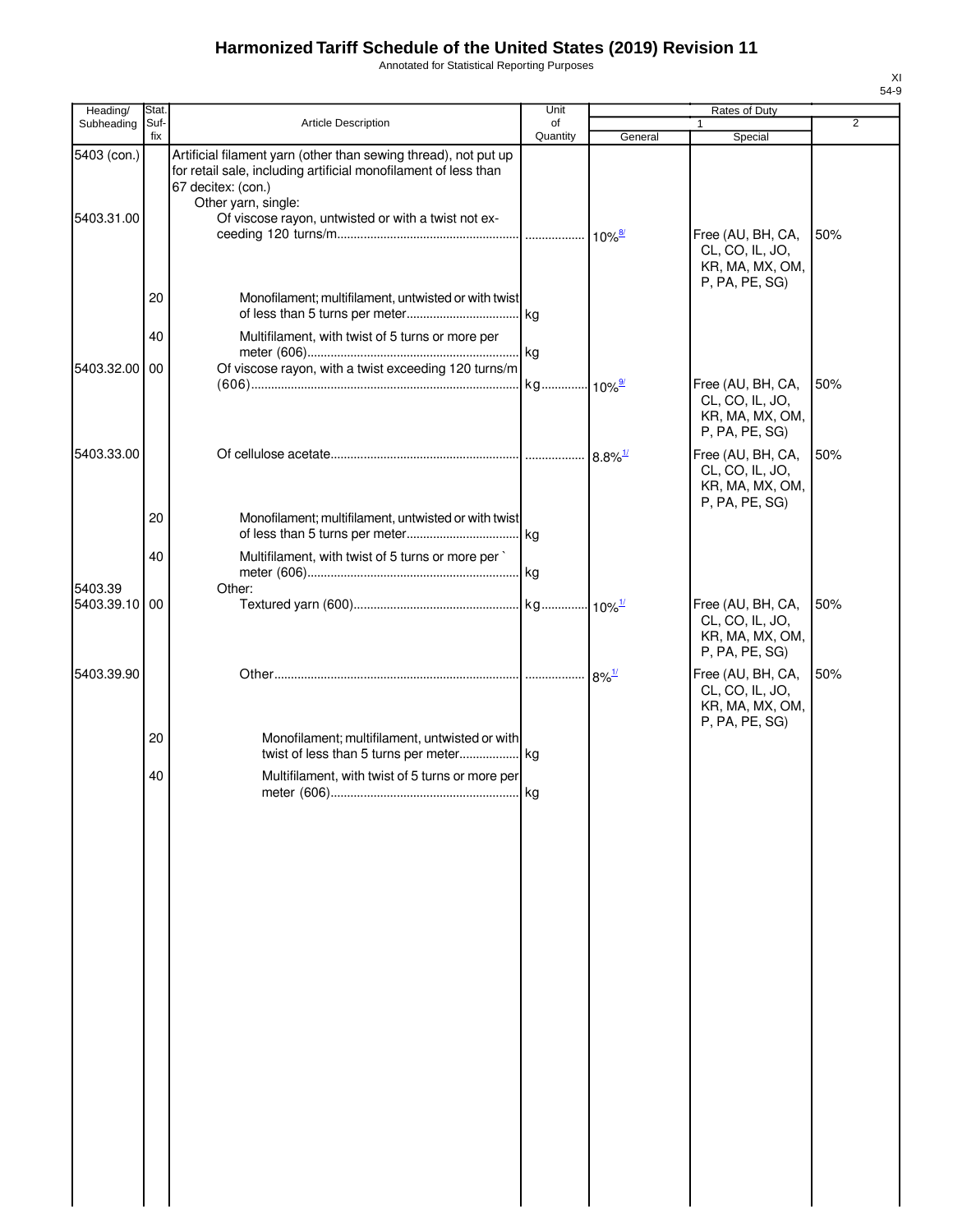# Harmonized Tariff Schedule of the United States (2019) Revision 11

Annotated for Statistical Reporting Purposes

XI
54-9

| Heading/ Subheading | Stat. Suf- fix | Article Description | Unit of Quantity | Rates of Duty 1 General | Special | 2 |
|---|---|---|---|---|---|---|
| 5403 (con.) | | Artificial filament yarn (other than sewing thread), not put up for retail sale, including artificial monofilament of less than 67 decitex: (con.) | | | | |
| | | Other yarn, single: | | | | |
| 5403.31.00 | | Of viscose rayon, untwisted or with a twist not exceeding 120 turns/m | | 10%[8/] | Free (AU, BH, CA, CL, CO, IL, JO, KR, MA, MX, OM, P, PA, PE, SG) | 50% |
| | 20 | Monofilament; multifilament, untwisted or with twist of less than 5 turns per meter | kg | | | |
| | 40 | Multifilament, with twist of 5 turns or more per meter (606) | kg | | | |
| 5403.32.00 | 00 | Of viscose rayon, with a twist exceeding 120 turns/m (606) | kg | 10%[9/] | Free (AU, BH, CA, CL, CO, IL, JO, KR, MA, MX, OM, P, PA, PE, SG) | 50% |
| 5403.33.00 | | Of cellulose acetate | | 8.8%[1/] | Free (AU, BH, CA, CL, CO, IL, JO, KR, MA, MX, OM, P, PA, PE, SG) | 50% |
| | 20 | Monofilament; multifilament, untwisted or with twist of less than 5 turns per meter | kg | | | |
| | 40 | Multifilament, with twist of 5 turns or more per ` meter (606) | kg | | | |
| 5403.39 | | Other: | | | | |
| 5403.39.10 | 00 | Textured yarn (600) | kg | 10%[1/] | Free (AU, BH, CA, CL, CO, IL, JO, KR, MA, MX, OM, P, PA, PE, SG) | 50% |
| 5403.39.90 | | Other | | 8%[1/] | Free (AU, BH, CA, CL, CO, IL, JO, KR, MA, MX, OM, P, PA, PE, SG) | 50% |
| | 20 | Monofilament; multifilament, untwisted or with twist of less than 5 turns per meter | kg | | | |
| | 40 | Multifilament, with twist of 5 turns or more per meter (606) | kg | | | |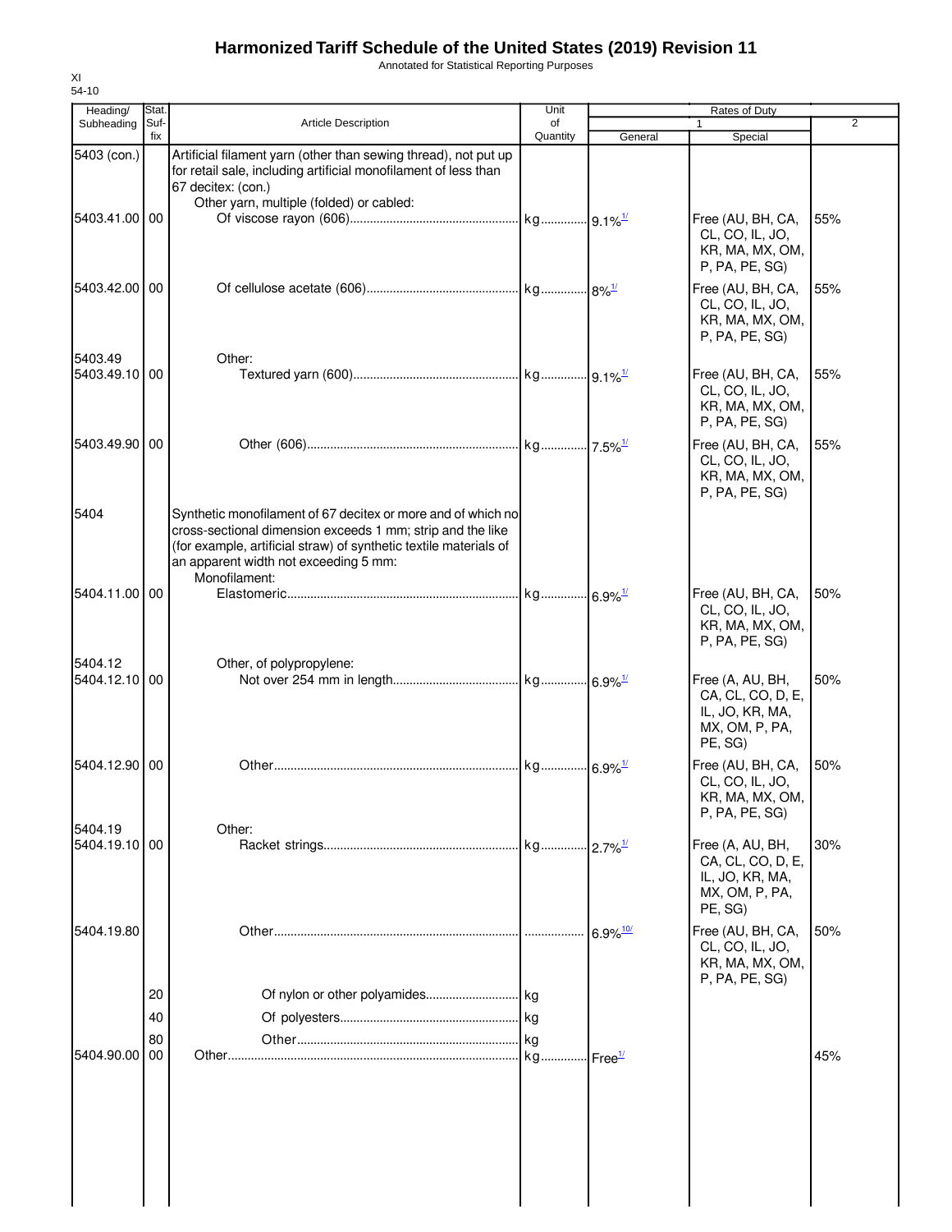# Harmonized Tariff Schedule of the United States (2019) Revision 11

Annotated for Statistical Reporting Purposes

XI
54-10

| Heading/ Subheading | Stat. Suf- fix | Article Description | Unit of Quantity | Rates of Duty 1 General | Special | 2 |
|---|---|---|---|---|---|---|
| 5403 (con.) | | Artificial filament yarn (other than sewing thread), not put up for retail sale, including artificial monofilament of less than 67 decitex: (con.) | | | | |
| | | Other yarn, multiple (folded) or cabled: | | | | |
| 5403.41.00 | 00 | Of viscose rayon (606) | kg | 9.1%[1/] | Free (AU, BH, CA, CL, CO, IL, JO, KR, MA, MX, OM, P, PA, PE, SG) | 55% |
| 5403.42.00 | 00 | Of cellulose acetate (606) | kg | 8%[1/] | Free (AU, BH, CA, CL, CO, IL, JO, KR, MA, MX, OM, P, PA, PE, SG) | 55% |
| 5403.49 | | Other: | | | | |
| 5403.49.10 | 00 | Textured yarn (600) | kg | 9.1%[1/] | Free (AU, BH, CA, CL, CO, IL, JO, KR, MA, MX, OM, P, PA, PE, SG) | 55% |
| 5403.49.90 | 00 | Other (606) | kg | 7.5%[1/] | Free (AU, BH, CA, CL, CO, IL, JO, KR, MA, MX, OM, P, PA, PE, SG) | 55% |
| 5404 | | Synthetic monofilament of 67 decitex or more and of which no cross-sectional dimension exceeds 1 mm; strip and the like (for example, artificial straw) of synthetic textile materials of an apparent width not exceeding 5 mm: | | | | |
| | | Monofilament: | | | | |
| 5404.11.00 | 00 | Elastomeric | kg | 6.9%[1/] | Free (AU, BH, CA, CL, CO, IL, JO, KR, MA, MX, OM, P, PA, PE, SG) | 50% |
| 5404.12 | | Other, of polypropylene: | | | | |
| 5404.12.10 | 00 | Not over 254 mm in length | kg | 6.9%[1/] | Free (A, AU, BH, CA, CL, CO, D, E, IL, JO, KR, MA, MX, OM, P, PA, PE, SG) | 50% |
| 5404.12.90 | 00 | Other | kg | 6.9%[1/] | Free (AU, BH, CA, CL, CO, IL, JO, KR, MA, MX, OM, P, PA, PE, SG) | 50% |
| 5404.19 | | Other: | | | | |
| 5404.19.10 | 00 | Racket strings | kg | 2.7%[1/] | Free (A, AU, BH, CA, CL, CO, D, E, IL, JO, KR, MA, MX, OM, P, PA, PE, SG) | 30% |
| 5404.19.80 | | Other | | 6.9%[10/] | Free (AU, BH, CA, CL, CO, IL, JO, KR, MA, MX, OM, P, PA, PE, SG) | 50% |
| | 20 | Of nylon or other polyamides | kg | | | |
| | 40 | Of polyesters | kg | | | |
| | 80 | Other | kg | | | |
| 5404.90.00 | 00 | Other | kg | Free[1/] | | 45% |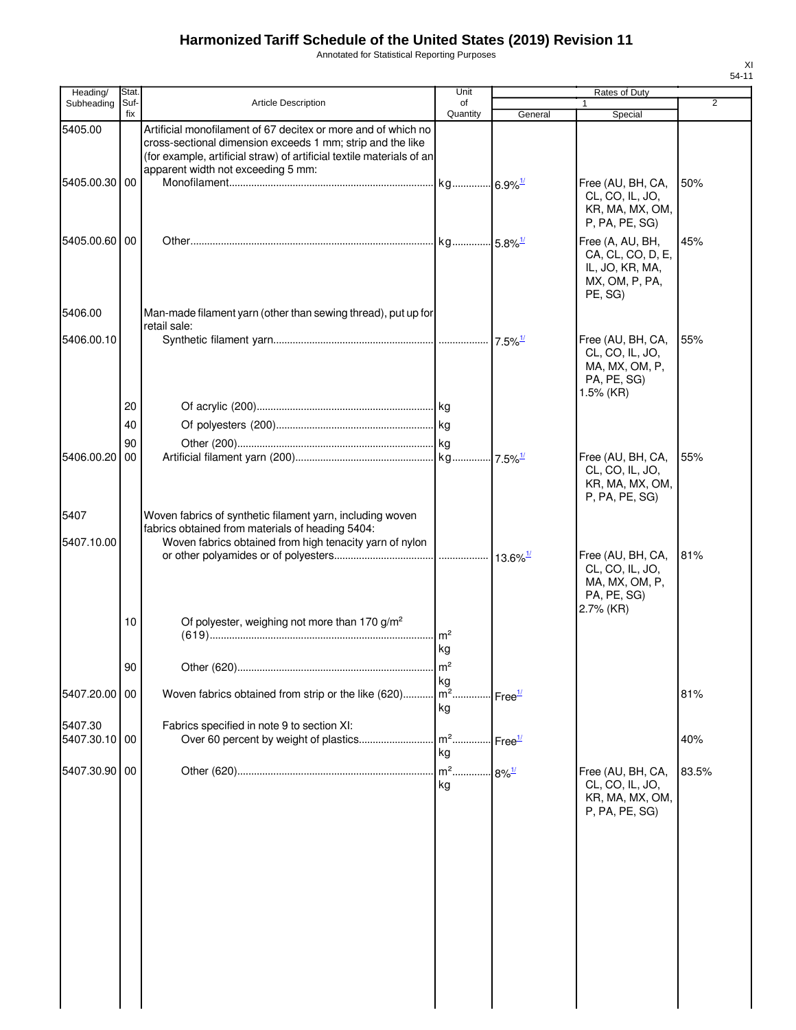# Harmonized Tariff Schedule of the United States (2019) Revision 11

Annotated for Statistical Reporting Purposes

XI
54-11

| Heading/ Subheading | Stat. Suf- fix | Article Description | Unit of Quantity | Rates of Duty 1 General | Special | 2 |
|---|---|---|---|---|---|---|
| 5405.00 | | Artificial monofilament of 67 decitex or more and of which no cross-sectional dimension exceeds 1 mm; strip and the like (for example, artificial straw) of artificial textile materials of an apparent width not exceeding 5 mm: | | | | |
| 5405.00.30 | 00 | Monofilament | kg | 6.9%[1/] | Free (AU, BH, CA, CL, CO, IL, JO, KR, MA, MX, OM, P, PA, PE, SG) | 50% |
| 5405.00.60 | 00 | Other | kg | 5.8%[1/] | Free (A, AU, BH, CA, CL, CO, D, E, IL, JO, KR, MA, MX, OM, P, PA, PE, SG) | 45% |
| 5406.00 | | Man-made filament yarn (other than sewing thread), put up for retail sale: | | | | |
| 5406.00.10 | | Synthetic filament yarn | | 7.5%[1/] | Free (AU, BH, CA, CL, CO, IL, JO, MA, MX, OM, P, PA, PE, SG) 1.5% (KR) | 55% |
| | 20 | Of acrylic (200) | kg | | | |
| | 40 | Of polyesters (200) | kg | | | |
| | 90 | Other (200) | kg | | | |
| 5406.00.20 | 00 | Artificial filament yarn (200) | kg | 7.5%[1/] | Free (AU, BH, CA, CL, CO, IL, JO, KR, MA, MX, OM, P, PA, PE, SG) | 55% |
| 5407 | | Woven fabrics of synthetic filament yarn, including woven fabrics obtained from materials of heading 5404: | | | | |
| 5407.10.00 | | Woven fabrics obtained from high tenacity yarn of nylon or other polyamides or of polyesters | | 13.6%[1/] | Free (AU, BH, CA, CL, CO, IL, JO, MA, MX, OM, P, PA, PE, SG) 2.7% (KR) | 81% |
| | 10 | Of polyester, weighing not more than 170 g/m² (619) | m² kg | | | |
| | 90 | Other (620) | m² kg | | | |
| 5407.20.00 | 00 | Woven fabrics obtained from strip or the like (620) | m² kg | Free[1/] | | 81% |
| 5407.30 | | Fabrics specified in note 9 to section XI: | | | | |
| 5407.30.10 | 00 | Over 60 percent by weight of plastics | m² kg | Free[1/] | | 40% |
| 5407.30.90 | 00 | Other (620) | m² kg | 8%[1/] | Free (AU, BH, CA, CL, CO, IL, JO, KR, MA, MX, OM, P, PA, PE, SG) | 83.5% |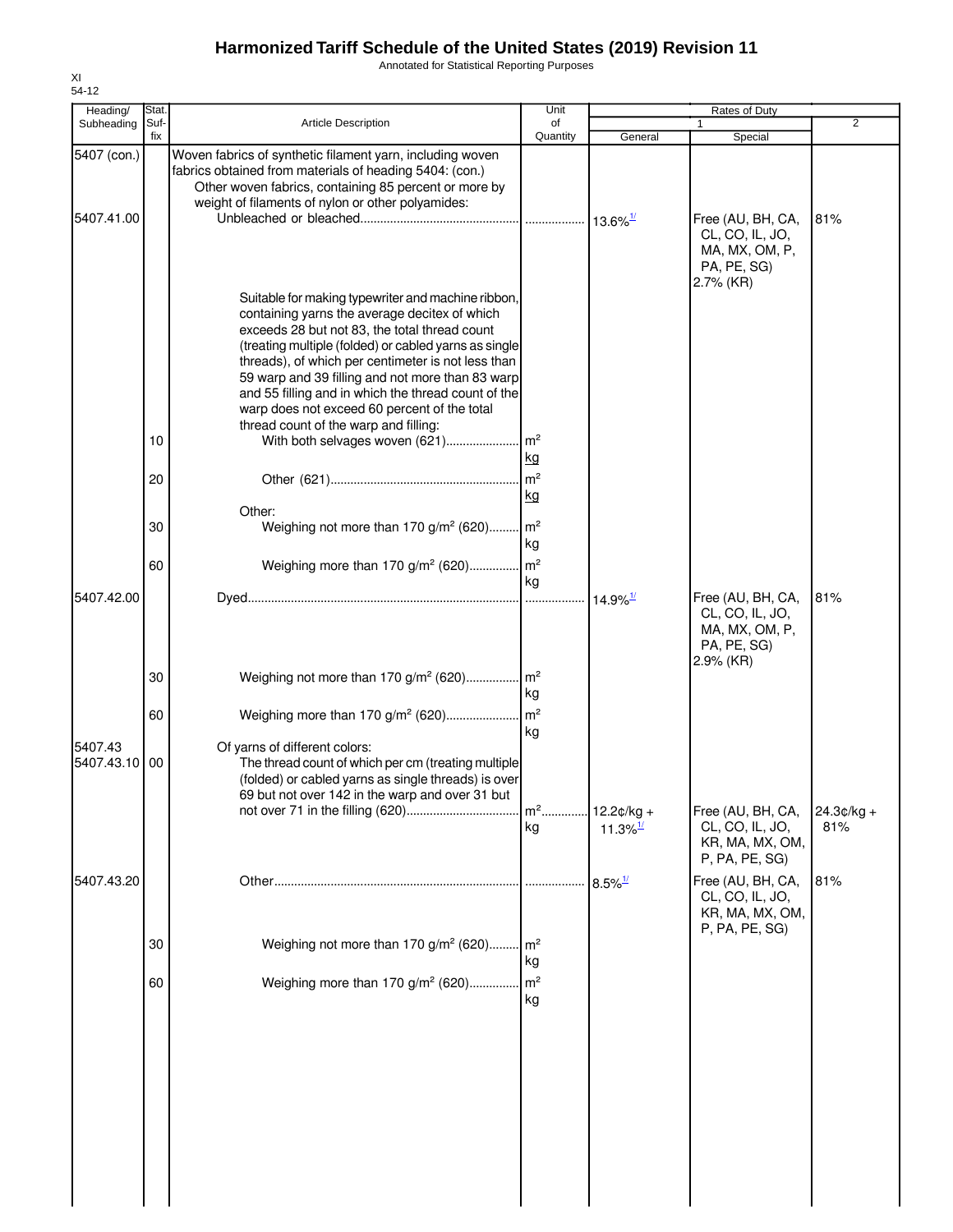# Harmonized Tariff Schedule of the United States (2019) Revision 11

Annotated for Statistical Reporting Purposes

XI
54-12

| Heading/ Subheading | Stat. Suf- fix | Article Description | Unit of Quantity | Rates of Duty 1 General | Rates of Duty 1 Special | Rates of Duty 2 |
|---|---|---|---|---|---|---|
| 5407 (con.) | | Woven fabrics of synthetic filament yarn, including woven fabrics obtained from materials of heading 5404: (con.) | | | | |
| | | Other woven fabrics, containing 85 percent or more by weight of filaments of nylon or other polyamides: | | | | |
| 5407.41.00 | | Unbleached or bleached | | 13.6%[1/] | Free (AU, BH, CA, CL, CO, IL, JO, MA, MX, OM, P, PA, PE, SG) 2.7% (KR) | 81% |
| | | Suitable for making typewriter and machine ribbon, containing yarns the average decitex of which exceeds 28 but not 83, the total thread count (treating multiple (folded) or cabled yarns as single threads), of which per centimeter is not less than 59 warp and 39 filling and not more than 83 warp and 55 filling and in which the thread count of the warp does not exceed 60 percent of the total thread count of the warp and filling: | | | | |
| | 10 | With both selvages woven (621) | $m^2$ kg | | | |
| | 20 | Other (621) | $m^2$ kg | | | |
| | | Other: | | | | |
| | 30 | Weighing not more than 170 g/$m^2$ (620) | $m^2$ kg | | | |
| | 60 | Weighing more than 170 g/$m^2$ (620) | $m^2$ kg | | | |
| 5407.42.00 | | Dyed | | 14.9%[1/] | Free (AU, BH, CA, CL, CO, IL, JO, MA, MX, OM, P, PA, PE, SG) 2.9% (KR) | 81% |
| | 30 | Weighing not more than 170 g/$m^2$ (620) | $m^2$ kg | | | |
| | 60 | Weighing more than 170 g/$m^2$ (620) | $m^2$ kg | | | |
| 5407.43 | | Of yarns of different colors: | | | | |
| 5407.43.10 | 00 | The thread count of which per cm (treating multiple (folded) or cabled yarns as single threads) is over 69 but not over 142 in the warp and over 31 but not over 71 in the filling (620) | $m^2$ kg | 12.2¢/kg + 11.3%[1/] | Free (AU, BH, CA, CL, CO, IL, JO, KR, MA, MX, OM, P, PA, PE, SG) | 24.3¢/kg + 81% |
| 5407.43.20 | | Other | | 8.5%[1/] | Free (AU, BH, CA, CL, CO, IL, JO, KR, MA, MX, OM, P, PA, PE, SG) | 81% |
| | 30 | Weighing not more than 170 g/$m^2$ (620) | $m^2$ kg | | | |
| | 60 | Weighing more than 170 g/$m^2$ (620) | $m^2$ kg | | | |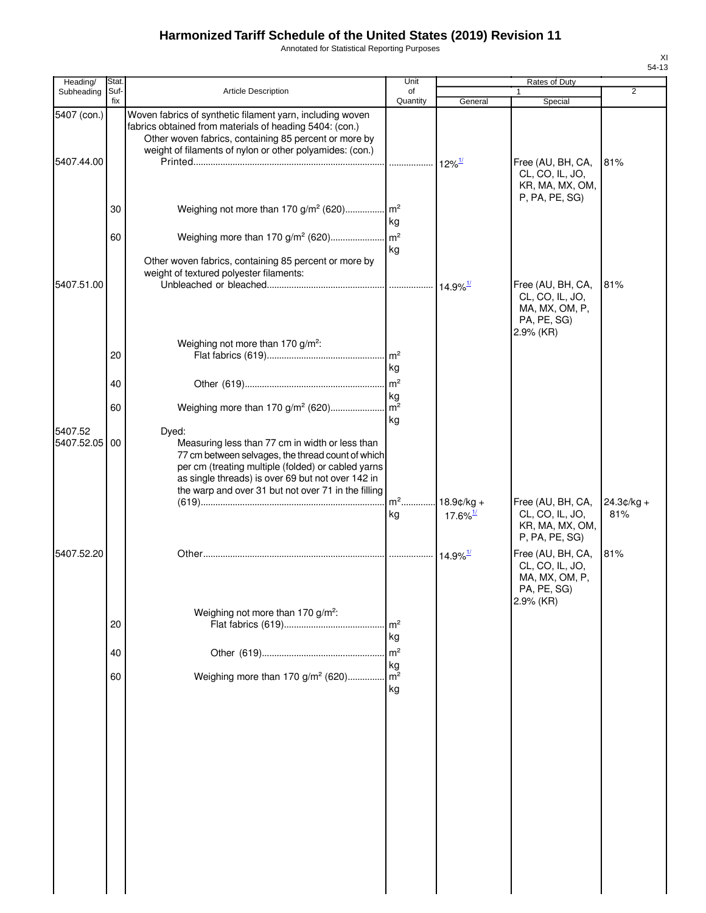# Harmonized Tariff Schedule of the United States (2019) Revision 11

Annotated for Statistical Reporting Purposes

XI
54-13

| Heading/ Subheading | Stat. Suf- fix | Article Description | Unit of Quantity | Rates of Duty 1 General | Special | 2 |
|---|---|---|---|---|---|---|
| 5407 (con.) | | Woven fabrics of synthetic filament yarn, including woven fabrics obtained from materials of heading 5404: (con.) | | | | |
| | | Other woven fabrics, containing 85 percent or more by weight of filaments of nylon or other polyamides: (con.) | | | | |
| 5407.44.00 | | Printed | | 12%[1/] | Free (AU, BH, CA, CL, CO, IL, JO, KR, MA, MX, OM, P, PA, PE, SG) | 81% |
| | 30 | Weighing not more than 170 g/m² (620) | m² kg | | | |
| | 60 | Weighing more than 170 g/m² (620) | m² kg | | | |
| | | Other woven fabrics, containing 85 percent or more by weight of textured polyester filaments: | | | | |
| 5407.51.00 | | Unbleached or bleached | | 14.9%[1/] | Free (AU, BH, CA, CL, CO, IL, JO, MA, MX, OM, P, PA, PE, SG) 2.9% (KR) | 81% |
| | | Weighing not more than 170 g/m²: | | | | |
| | 20 | Flat fabrics (619) | m² kg | | | |
| | 40 | Other (619) | m² kg | | | |
| | 60 | Weighing more than 170 g/m² (620) | m² kg | | | |
| 5407.52 | | Dyed: | | | | |
| 5407.52.05 | 00 | Measuring less than 77 cm in width or less than 77 cm between selvages, the thread count of which per cm (treating multiple (folded) or cabled yarns as single threads) is over 69 but not over 142 in the warp and over 31 but not over 71 in the filling (619) | m² kg | 18.9¢/kg + 17.6%[1/] | Free (AU, BH, CA, CL, CO, IL, JO, KR, MA, MX, OM, P, PA, PE, SG) | 24.3¢/kg + 81% |
| 5407.52.20 | | Other | | 14.9%[1/] | Free (AU, BH, CA, CL, CO, IL, JO, MA, MX, OM, P, PA, PE, SG) 2.9% (KR) | 81% |
| | | Weighing not more than 170 g/m²: | | | | |
| | 20 | Flat fabrics (619) | m² kg | | | |
| | 40 | Other (619) | m² kg | | | |
| | 60 | Weighing more than 170 g/m² (620) | m² kg | | | |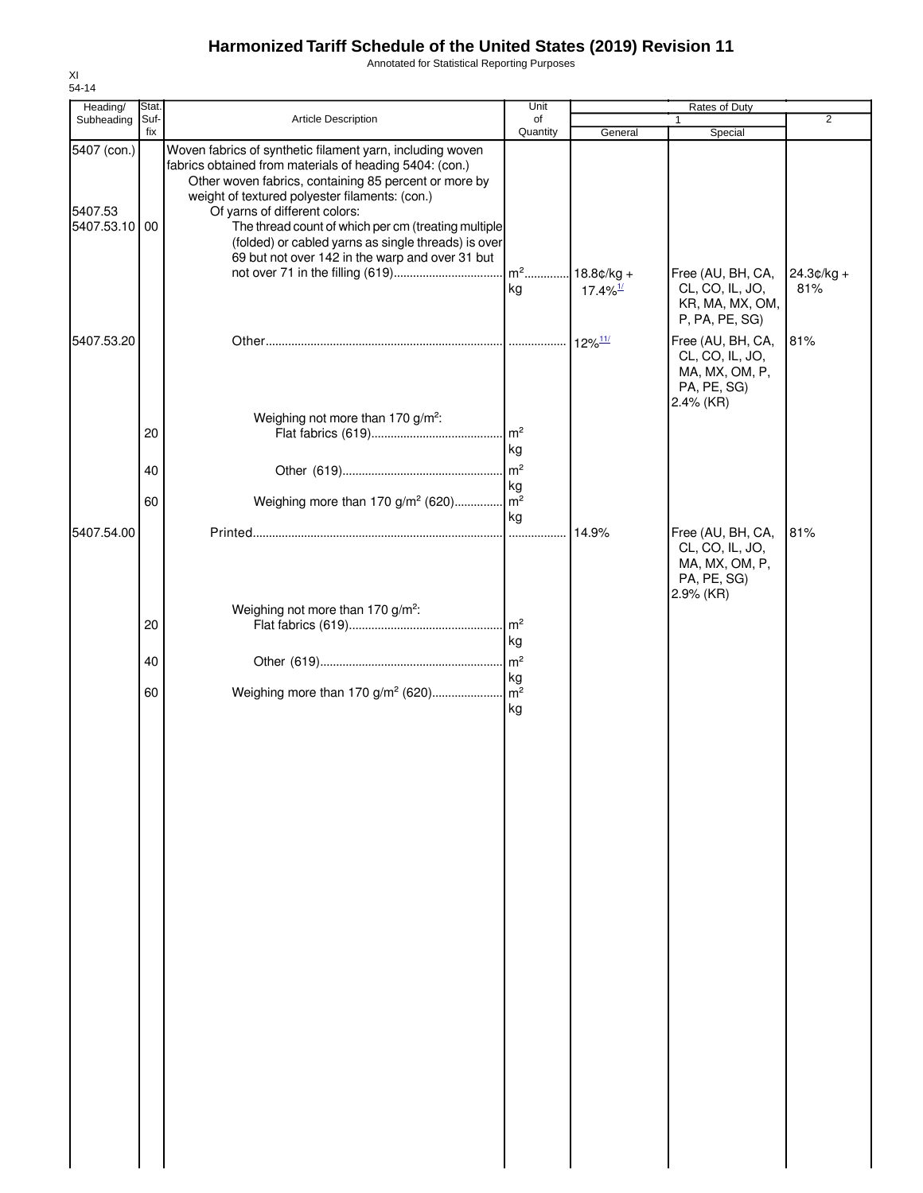# Harmonized Tariff Schedule of the United States (2019) Revision 11

Annotated for Statistical Reporting Purposes

XI
54-14

| Heading/ Subheading | Stat. Suf-fix | Article Description | Unit of Quantity | Rates of Duty 1 General | Rates of Duty 1 Special | Rates of Duty 2 |
|---|---|---|---|---|---|---|
| 5407 (con.) | | Woven fabrics of synthetic filament yarn, including woven fabrics obtained from materials of heading 5404: (con.) | | | | |
| | | Other woven fabrics, containing 85 percent or more by weight of textured polyester filaments: (con.) | | | | |
| 5407.53 | | Of yarns of different colors: | | | | |
| 5407.53.10 | 00 | The thread count of which per cm (treating multiple (folded) or cabled yarns as single threads) is over 69 but not over 142 in the warp and over 31 but not over 71 in the filling (619) | m² kg | 18.8¢/kg + 17.4%[1/] | Free (AU, BH, CA, CL, CO, IL, JO, KR, MA, MX, OM, P, PA, PE, SG) | 24.3¢/kg + 81% |
| 5407.53.20 | | Other | | 12%[11/] | Free (AU, BH, CA, CL, CO, IL, JO, MA, MX, OM, P, PA, PE, SG) 2.4% (KR) | 81% |
| | | Weighing not more than 170 g/m²: | | | | |
| | 20 | Flat fabrics (619) | m² kg | | | |
| | 40 | Other (619) | m² kg | | | |
| | 60 | Weighing more than 170 g/m² (620) | m² kg | | | |
| 5407.54.00 | | Printed | | 14.9% | Free (AU, BH, CA, CL, CO, IL, JO, MA, MX, OM, P, PA, PE, SG) 2.9% (KR) | 81% |
| | | Weighing not more than 170 g/m²: | | | | |
| | 20 | Flat fabrics (619) | m² kg | | | |
| | 40 | Other (619) | m² kg | | | |
| | 60 | Weighing more than 170 g/m² (620) | m² kg | | | |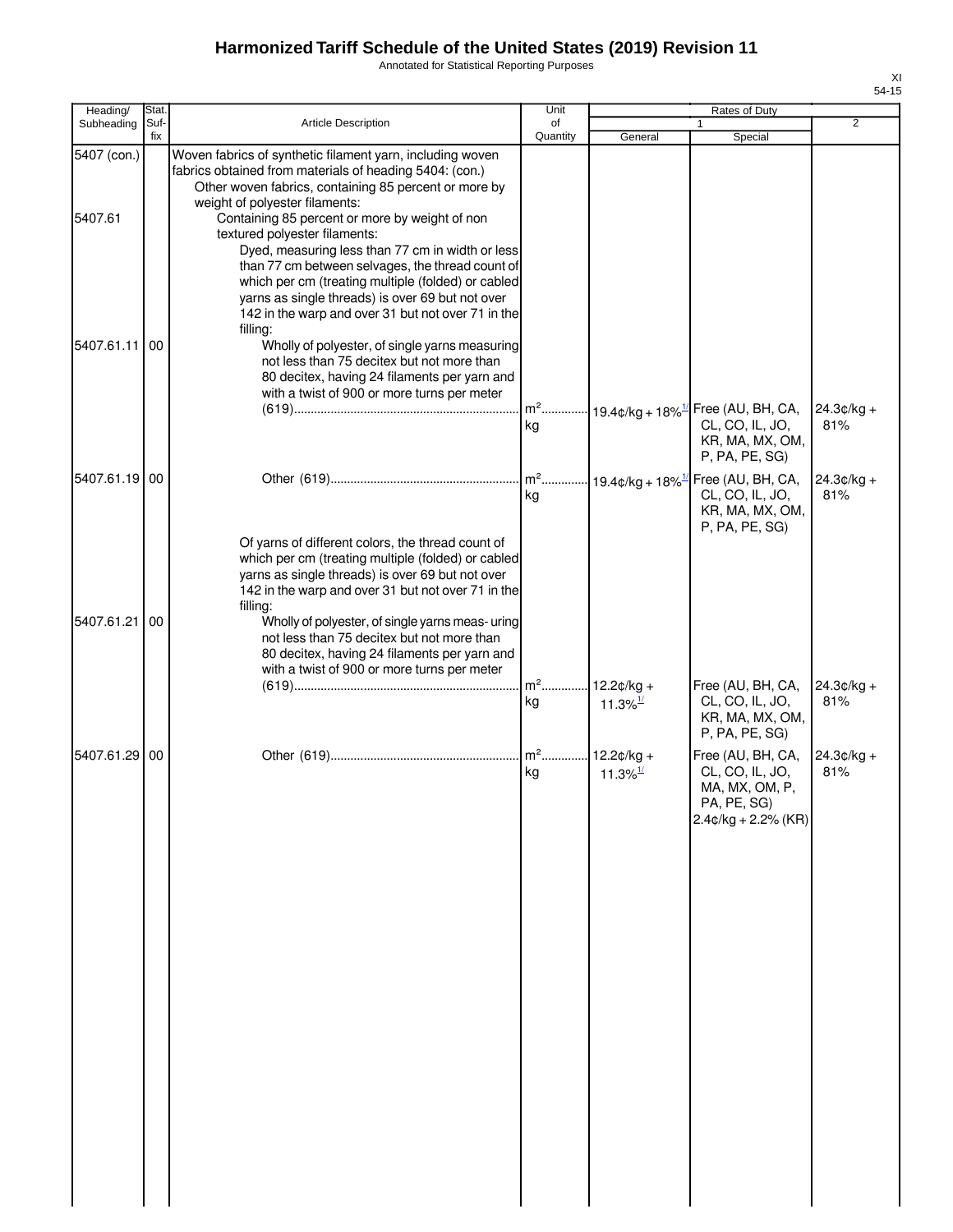# Harmonized Tariff Schedule of the United States (2019) Revision 11

Annotated for Statistical Reporting Purposes

XI
54-15

| Heading/ Subheading | Stat. Suf- fix | Article Description | Unit of Quantity | Rates of Duty 1 General | Special | 2 |
|---|---|---|---|---|---|---|
| 5407 (con.) | | Woven fabrics of synthetic filament yarn, including woven fabrics obtained from materials of heading 5404: (con.) | | | | |
| | | Other woven fabrics, containing 85 percent or more by weight of polyester filaments: | | | | |
| 5407.61 | | Containing 85 percent or more by weight of non textured polyester filaments: | | | | |
| | | Dyed, measuring less than 77 cm in width or less than 77 cm between selvages, the thread count of which per cm (treating multiple (folded) or cabled yarns as single threads) is over 69 but not over 142 in the warp and over 31 but not over 71 in the filling: | | | | |
| 5407.61.11 | 00 | Wholly of polyester, of single yarns measuring not less than 75 decitex but not more than 80 decitex, having 24 filaments per yarn and with a twist of 900 or more turns per meter (619) | $m^2$ kg | 19.4¢/kg + 18%[1/] | Free (AU, BH, CA, CL, CO, IL, JO, KR, MA, MX, OM, P, PA, PE, SG) | 24.3¢/kg + 81% |
| 5407.61.19 | 00 | Other (619) | $m^2$ kg | 19.4¢/kg + 18%[1/] | Free (AU, BH, CA, CL, CO, IL, JO, KR, MA, MX, OM, P, PA, PE, SG) | 24.3¢/kg + 81% |
| | | Of yarns of different colors, the thread count of which per cm (treating multiple (folded) or cabled yarns as single threads) is over 69 but not over 142 in the warp and over 31 but not over 71 in the filling: | | | | |
| 5407.61.21 | 00 | Wholly of polyester, of single yarns meas- uring not less than 75 decitex but not more than 80 decitex, having 24 filaments per yarn and with a twist of 900 or more turns per meter (619) | $m^2$ kg | 12.2¢/kg + 11.3%[1/] | Free (AU, BH, CA, CL, CO, IL, JO, KR, MA, MX, OM, P, PA, PE, SG) | 24.3¢/kg + 81% |
| 5407.61.29 | 00 | Other (619) | $m^2$ kg | 12.2¢/kg + 11.3%[1/] | Free (AU, BH, CA, CL, CO, IL, JO, MA, MX, OM, P, PA, PE, SG) 2.4¢/kg + 2.2% (KR) | 24.3¢/kg + 81% |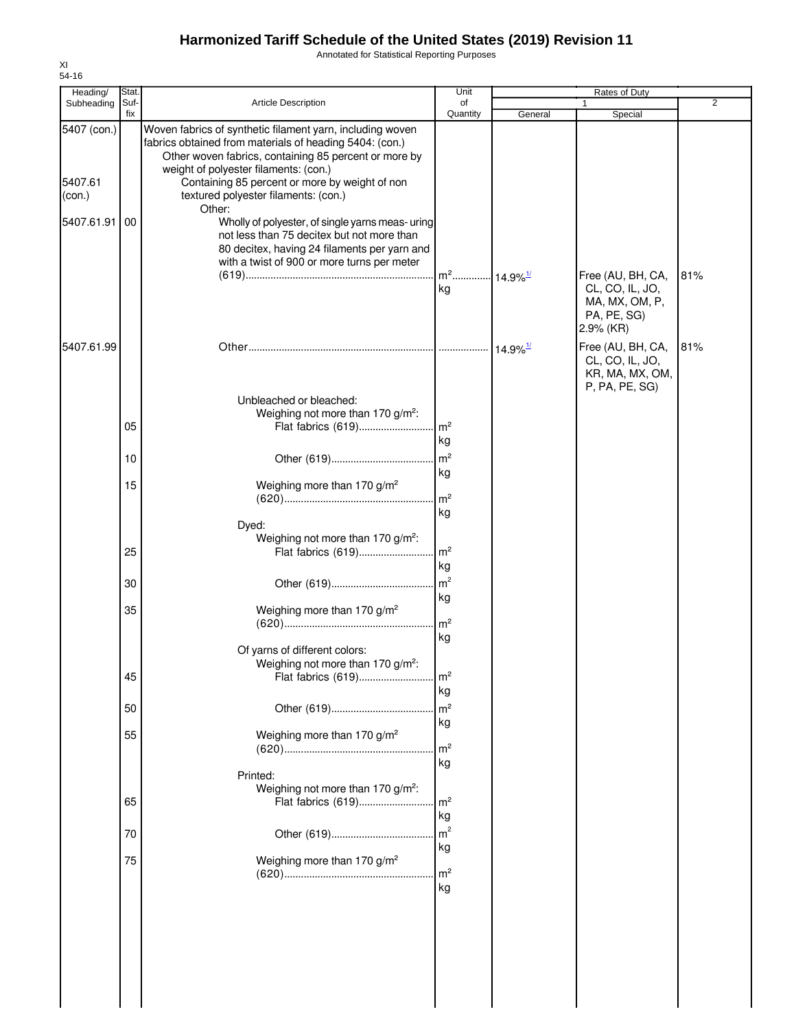# Harmonized Tariff Schedule of the United States (2019) Revision 11

Annotated for Statistical Reporting Purposes

XI
54-16

| Heading/ Subheading | Stat. Suf- fix | Article Description | Unit of Quantity | Rates of Duty 1 General | Rates of Duty 1 Special | Rates of Duty 2 |
|---|---|---|---|---|---|---|
| 5407 (con.) | | Woven fabrics of synthetic filament yarn, including woven fabrics obtained from materials of heading 5404: (con.) | | | | |
| | | Other woven fabrics, containing 85 percent or more by weight of polyester filaments: (con.) | | | | |
| 5407.61 (con.) | | Containing 85 percent or more by weight of non textured polyester filaments: (con.) | | | | |
| | | Other: | | | | |
| 5407.61.91 | 00 | Wholly of polyester, of single yarns measuring not less than 75 decitex but not more than 80 decitex, having 24 filaments per yarn and with a twist of 900 or more turns per meter (619) | m² kg | 14.9%[1/] | Free (AU, BH, CA, CL, CO, IL, JO, MA, MX, OM, P, PA, PE, SG) 2.9% (KR) | 81% |
| 5407.61.99 | | Other | | 14.9%[1/] | Free (AU, BH, CA, CL, CO, IL, JO, KR, MA, MX, OM, P, PA, PE, SG) | 81% |
| | | Unbleached or bleached: | | | | |
| | | Weighing not more than 170 g/m²: | | | | |
| | 05 | Flat fabrics (619) | m² kg | | | |
| | 10 | Other (619) | m² kg | | | |
| | 15 | Weighing more than 170 g/m² (620) | m² kg | | | |
| | | Dyed: | | | | |
| | | Weighing not more than 170 g/m²: | | | | |
| | 25 | Flat fabrics (619) | m² kg | | | |
| | 30 | Other (619) | m² kg | | | |
| | 35 | Weighing more than 170 g/m² (620) | m² kg | | | |
| | | Of yarns of different colors: | | | | |
| | | Weighing not more than 170 g/m²: | | | | |
| | 45 | Flat fabrics (619) | m² kg | | | |
| | 50 | Other (619) | m² kg | | | |
| | 55 | Weighing more than 170 g/m² (620) | m² kg | | | |
| | | Printed: | | | | |
| | | Weighing not more than 170 g/m²: | | | | |
| | 65 | Flat fabrics (619) | m² kg | | | |
| | 70 | Other (619) | m² kg | | | |
| | 75 | Weighing more than 170 g/m² (620) | m² kg | | | |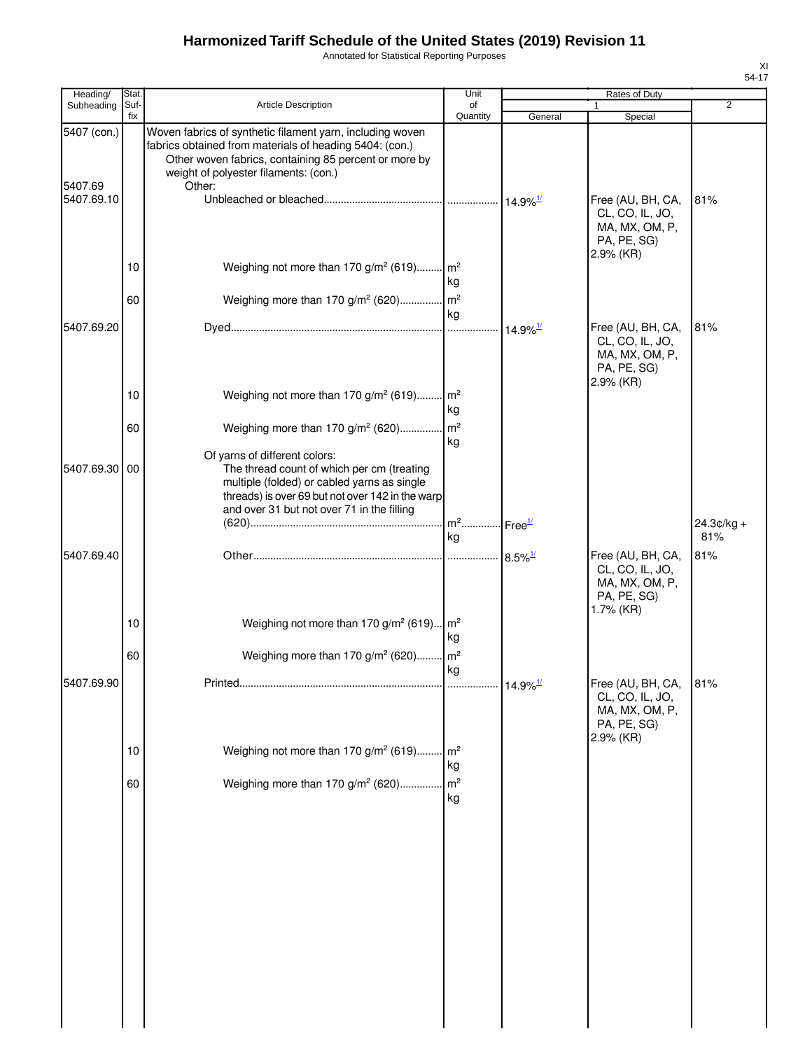# Harmonized Tariff Schedule of the United States (2019) Revision 11

Annotated for Statistical Reporting Purposes

XI
54-17

| Heading/ Subheading | Stat. Suf-fix | Article Description | Unit of Quantity | Rates of Duty 1 General | Rates of Duty 1 Special | Rates of Duty 2 |
|---|---|---|---|---|---|---|
| 5407 (con.) | | Woven fabrics of synthetic filament yarn, including woven fabrics obtained from materials of heading 5404: (con.) | | | | |
| | | Other woven fabrics, containing 85 percent or more by weight of polyester filaments: (con.) | | | | |
| 5407.69 | | Other: | | | | |
| 5407.69.10 | | Unbleached or bleached | | 14.9%[1/] | Free (AU, BH, CA, CL, CO, IL, JO, MA, MX, OM, P, PA, PE, SG) 2.9% (KR) | 81% |
| | 10 | Weighing not more than 170 g/m² (619) | m² kg | | | |
| | 60 | Weighing more than 170 g/m² (620) | m² kg | | | |
| 5407.69.20 | | Dyed | | 14.9%[1/] | Free (AU, BH, CA, CL, CO, IL, JO, MA, MX, OM, P, PA, PE, SG) 2.9% (KR) | 81% |
| | 10 | Weighing not more than 170 g/m² (619) | m² kg | | | |
| | 60 | Weighing more than 170 g/m² (620) | m² kg | | | |
| | | Of yarns of different colors: | | | | |
| 5407.69.30 | 00 | The thread count of which per cm (treating multiple (folded) or cabled yarns as single threads) is over 69 but not over 142 in the warp and over 31 but not over 71 in the filling (620) | m² kg | Free[1/] | | 24.3¢/kg + 81% |
| 5407.69.40 | | Other | | 8.5%[1/] | Free (AU, BH, CA, CL, CO, IL, JO, MA, MX, OM, P, PA, PE, SG) 1.7% (KR) | 81% |
| | 10 | Weighing not more than 170 g/m² (619) | m² kg | | | |
| | 60 | Weighing more than 170 g/m² (620) | m² kg | | | |
| 5407.69.90 | | Printed | | 14.9%[1/] | Free (AU, BH, CA, CL, CO, IL, JO, MA, MX, OM, P, PA, PE, SG) 2.9% (KR) | 81% |
| | 10 | Weighing not more than 170 g/m² (619) | m² kg | | | |
| | 60 | Weighing more than 170 g/m² (620) | m² kg | | | |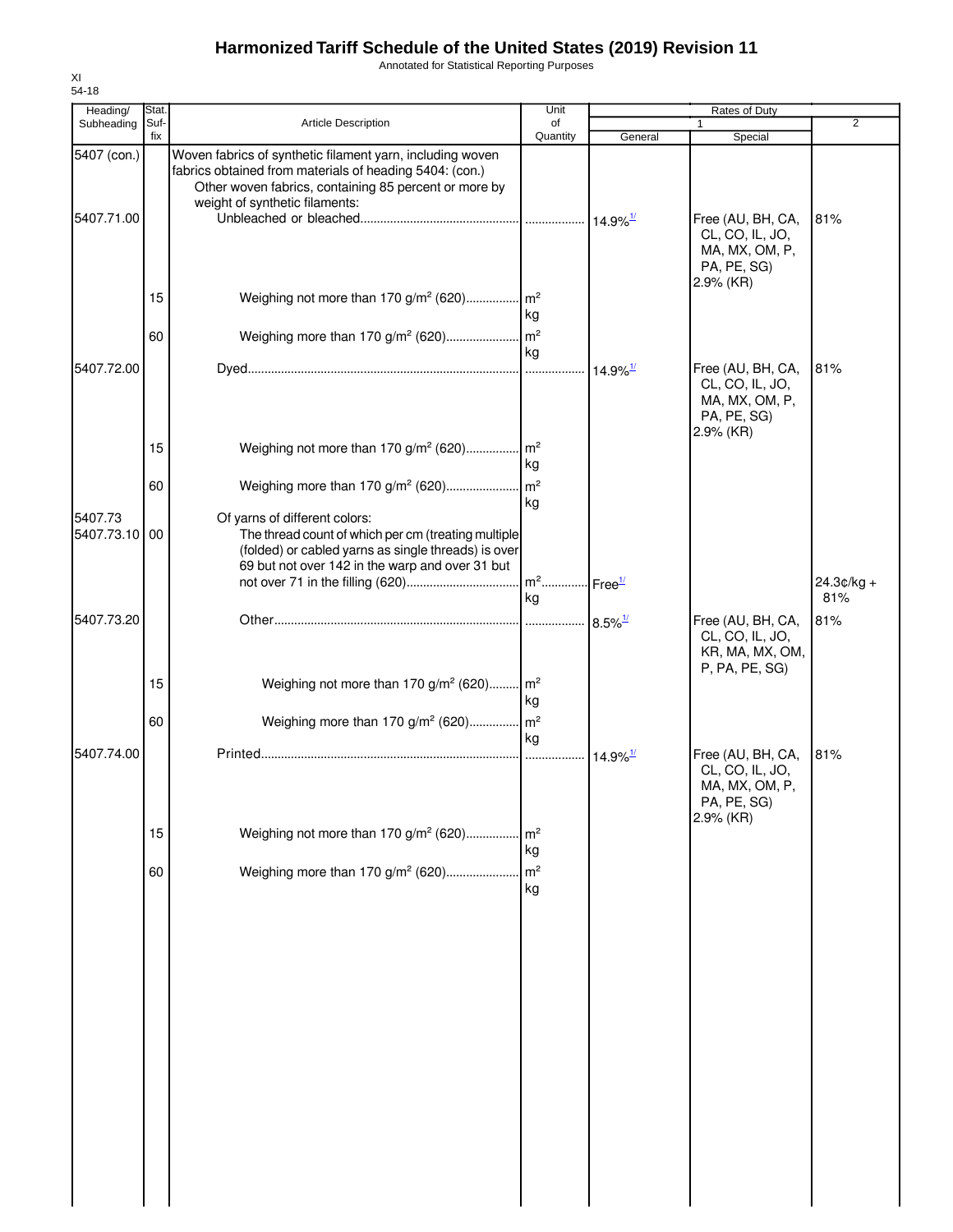# Harmonized Tariff Schedule of the United States (2019) Revision 11

Annotated for Statistical Reporting Purposes

XI
54-18

| Heading/ Subheading | Stat. Suf- fix | Article Description | Unit of Quantity | Rates of Duty 1 General | Special | 2 |
|---|---|---|---|---|---|---|
| 5407 (con.) | | Woven fabrics of synthetic filament yarn, including woven fabrics obtained from materials of heading 5404: (con.) | | | | |
| | | Other woven fabrics, containing 85 percent or more by weight of synthetic filaments: | | | | |
| 5407.71.00 | | Unbleached or bleached | | 14.9%[1/] | Free (AU, BH, CA, CL, CO, IL, JO, MA, MX, OM, P, PA, PE, SG) 2.9% (KR) | 81% |
| | 15 | Weighing not more than 170 g/m² (620) | m² kg | | | |
| | 60 | Weighing more than 170 g/m² (620) | m² kg | | | |
| 5407.72.00 | | Dyed | | 14.9%[1/] | Free (AU, BH, CA, CL, CO, IL, JO, MA, MX, OM, P, PA, PE, SG) 2.9% (KR) | 81% |
| | 15 | Weighing not more than 170 g/m² (620) | m² kg | | | |
| | 60 | Weighing more than 170 g/m² (620) | m² kg | | | |
| 5407.73 | | Of yarns of different colors: | | | | |
| 5407.73.10 | 00 | The thread count of which per cm (treating multiple (folded) or cabled yarns as single threads) is over 69 but not over 142 in the warp and over 31 but not over 71 in the filling (620) | m² kg | Free[1/] | | 24.3¢/kg + 81% |
| 5407.73.20 | | Other | | 8.5%[1/] | Free (AU, BH, CA, CL, CO, IL, JO, KR, MA, MX, OM, P, PA, PE, SG) | 81% |
| | 15 | Weighing not more than 170 g/m² (620) | m² kg | | | |
| | 60 | Weighing more than 170 g/m² (620) | m² kg | | | |
| 5407.74.00 | | Printed | | 14.9%[1/] | Free (AU, BH, CA, CL, CO, IL, JO, MA, MX, OM, P, PA, PE, SG) 2.9% (KR) | 81% |
| | 15 | Weighing not more than 170 g/m² (620) | m² kg | | | |
| | 60 | Weighing more than 170 g/m² (620) | m² kg | | | |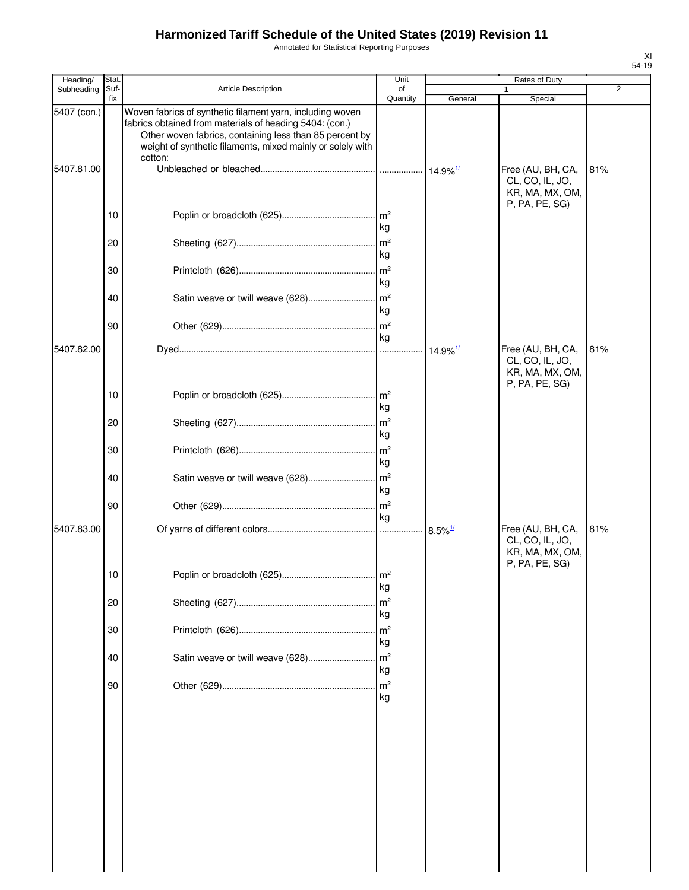# Harmonized Tariff Schedule of the United States (2019) Revision 11

Annotated for Statistical Reporting Purposes

XI
54-19

| Heading/ Subheading | Stat. Suf-fix | Article Description | Unit of Quantity | Rates of Duty 1 General | Special | 2 |
|---|---|---|---|---|---|---|
| 5407 (con.) | | Woven fabrics of synthetic filament yarn, including woven fabrics obtained from materials of heading 5404: (con.) | | | | |
| | | Other woven fabrics, containing less than 85 percent by weight of synthetic filaments, mixed mainly or solely with cotton: | | | | |
| 5407.81.00 | | Unbleached or bleached | | 14.9%[1/] | Free (AU, BH, CA, CL, CO, IL, JO, KR, MA, MX, OM, P, PA, PE, SG) | 81% |
| | 10 | Poplin or broadcloth (625) | m² kg | | | |
| | 20 | Sheeting (627) | m² kg | | | |
| | 30 | Printcloth (626) | m² kg | | | |
| | 40 | Satin weave or twill weave (628) | m² kg | | | |
| | 90 | Other (629) | m² kg | | | |
| 5407.82.00 | | Dyed | | 14.9%[1/] | Free (AU, BH, CA, CL, CO, IL, JO, KR, MA, MX, OM, P, PA, PE, SG) | 81% |
| | 10 | Poplin or broadcloth (625) | m² kg | | | |
| | 20 | Sheeting (627) | m² kg | | | |
| | 30 | Printcloth (626) | m² kg | | | |
| | 40 | Satin weave or twill weave (628) | m² kg | | | |
| | 90 | Other (629) | m² kg | | | |
| 5407.83.00 | | Of yarns of different colors | | 8.5%[1/] | Free (AU, BH, CA, CL, CO, IL, JO, KR, MA, MX, OM, P, PA, PE, SG) | 81% |
| | 10 | Poplin or broadcloth (625) | m² kg | | | |
| | 20 | Sheeting (627) | m² kg | | | |
| | 30 | Printcloth (626) | m² kg | | | |
| | 40 | Satin weave or twill weave (628) | m² kg | | | |
| | 90 | Other (629) | m² kg | | | |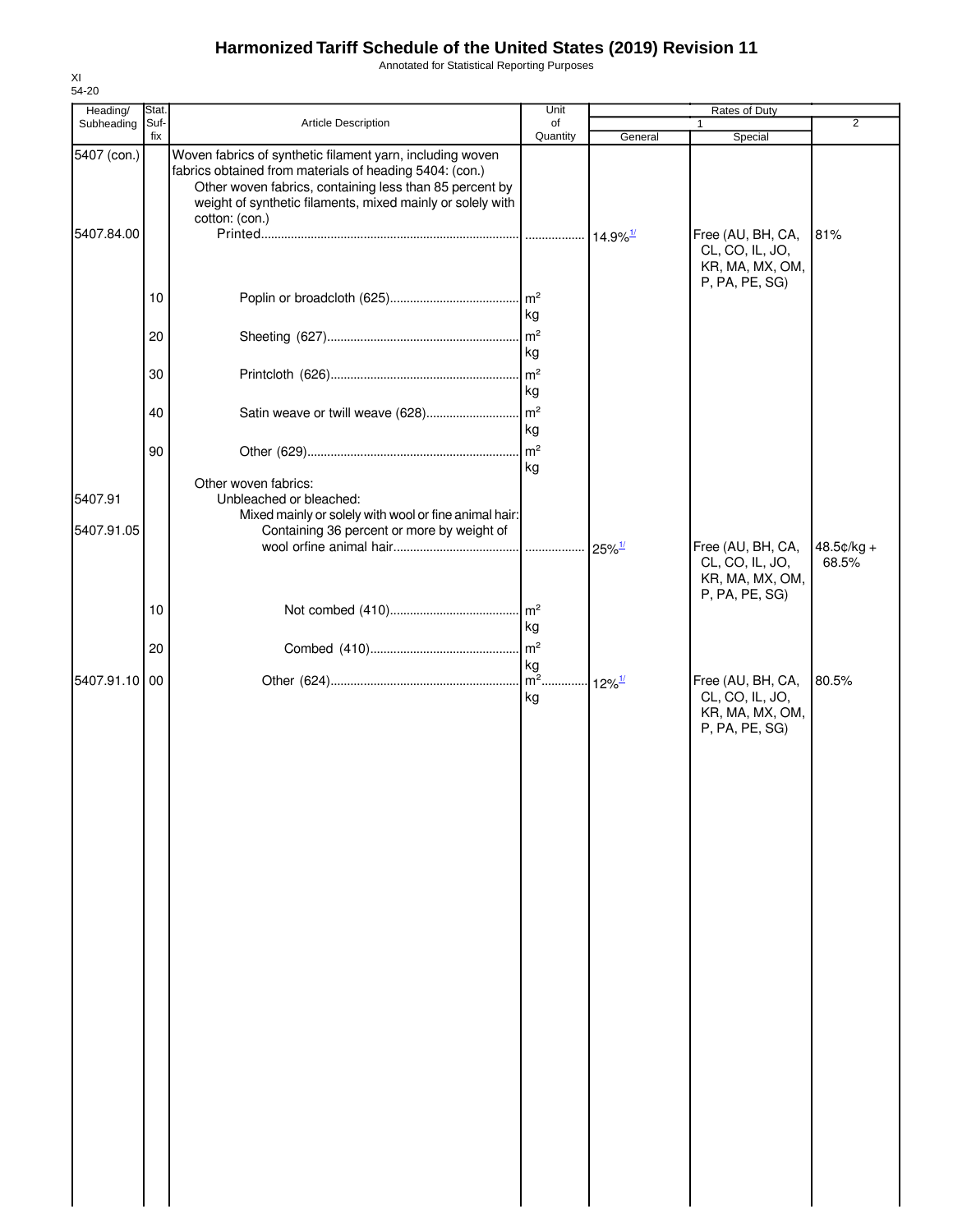# Harmonized Tariff Schedule of the United States (2019) Revision 11

Annotated for Statistical Reporting Purposes

XI
54-20

| Heading/ Subheading | Stat. Suf- fix | Article Description | Unit of Quantity | Rates of Duty 1 General | Rates of Duty 1 Special | Rates of Duty 2 |
|---|---|---|---|---|---|---|
| 5407 (con.) | | Woven fabrics of synthetic filament yarn, including woven fabrics obtained from materials of heading 5404: (con.) | | | | |
| | | Other woven fabrics, containing less than 85 percent by weight of synthetic filaments, mixed mainly or solely with cotton: (con.) | | | | |
| 5407.84.00 | | Printed | | 14.9%[1/] | Free (AU, BH, CA, CL, CO, IL, JO, KR, MA, MX, OM, P, PA, PE, SG) | 81% |
| | 10 | Poplin or broadcloth (625) | m² kg | | | |
| | 20 | Sheeting (627) | m² kg | | | |
| | 30 | Printcloth (626) | m² kg | | | |
| | 40 | Satin weave or twill weave (628) | m² kg | | | |
| | 90 | Other (629) | m² kg | | | |
| | | Other woven fabrics: | | | | |
| 5407.91 | | Unbleached or bleached: | | | | |
| | | Mixed mainly or solely with wool or fine animal hair: | | | | |
| 5407.91.05 | | Containing 36 percent or more by weight of wool orfine animal hair | | 25%[1/] | Free (AU, BH, CA, CL, CO, IL, JO, KR, MA, MX, OM, P, PA, PE, SG) | 48.5¢/kg + 68.5% |
| | 10 | Not combed (410) | m² kg | | | |
| | 20 | Combed (410) | m² kg | | | |
| 5407.91.10 | 00 | Other (624) | m² kg | 12%[1/] | Free (AU, BH, CA, CL, CO, IL, JO, KR, MA, MX, OM, P, PA, PE, SG) | 80.5% |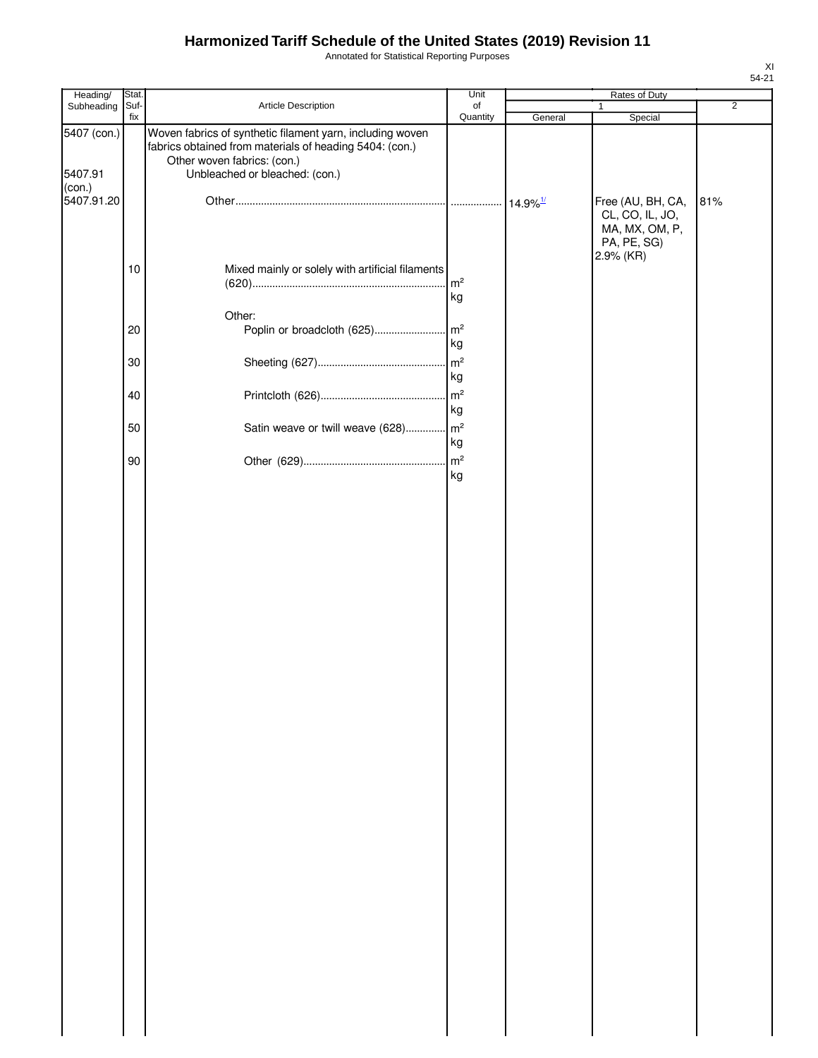# Harmonized Tariff Schedule of the United States (2019) Revision 11

Annotated for Statistical Reporting Purposes

XI
54-21

| Heading/ Subheading | Stat. Suf- fix | Article Description | Unit of Quantity | Rates of Duty 1 General | Rates of Duty 1 Special | Rates of Duty 2 |
|---|---|---|---|---|---|---|
| 5407 (con.) | | Woven fabrics of synthetic filament yarn, including woven fabrics obtained from materials of heading 5404: (con.) | | | | |
| | | Other woven fabrics: (con.) | | | | |
| 5407.91 (con.) | | Unbleached or bleached: (con.) | | | | |
| 5407.91.20 | | Other | | 14.9%[1/] | Free (AU, BH, CA, CL, CO, IL, JO, MA, MX, OM, P, PA, PE, SG) 2.9% (KR) | 81% |
| | 10 | Mixed mainly or solely with artificial filaments (620) | m² kg | | | |
| | | Other: | | | | |
| | 20 | Poplin or broadcloth (625) | m² kg | | | |
| | 30 | Sheeting (627) | m² kg | | | |
| | 40 | Printcloth (626) | m² kg | | | |
| | 50 | Satin weave or twill weave (628) | m² kg | | | |
| | 90 | Other (629) | m² kg | | | |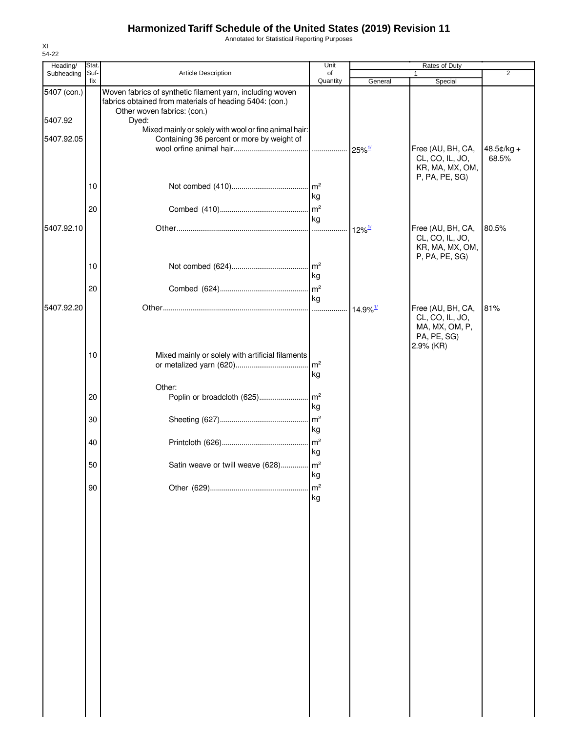# Harmonized Tariff Schedule of the United States (2019) Revision 11

Annotated for Statistical Reporting Purposes

XI
54-22

| Heading/ Subheading | Stat. Suf- fix | Article Description | Unit of Quantity | Rates of Duty 1 General | Special | 2 |
|---|---|---|---|---|---|---|
| 5407 (con.) | | Woven fabrics of synthetic filament yarn, including woven fabrics obtained from materials of heading 5404: (con.) | | | | |
| | | Other woven fabrics: (con.) | | | | |
| 5407.92 | | Dyed: | | | | |
| | | Mixed mainly or solely with wool or fine animal hair: | | | | |
| 5407.92.05 | | Containing 36 percent or more by weight of wool orfine animal hair | | 25%[1/] | Free (AU, BH, CA, CL, CO, IL, JO, KR, MA, MX, OM, P, PA, PE, SG) | 48.5¢/kg + 68.5% |
| | 10 | Not combed (410) | m² kg | | | |
| | 20 | Combed (410) | m² kg | | | |
| 5407.92.10 | | Other | | 12%[1/] | Free (AU, BH, CA, CL, CO, IL, JO, KR, MA, MX, OM, P, PA, PE, SG) | 80.5% |
| | 10 | Not combed (624) | m² kg | | | |
| | 20 | Combed (624) | m² kg | | | |
| 5407.92.20 | | Other | | 14.9%[1/] | Free (AU, BH, CA, CL, CO, IL, JO, MA, MX, OM, P, PA, PE, SG) 2.9% (KR) | 81% |
| | 10 | Mixed mainly or solely with artificial filaments or metalized yarn (620) | m² kg | | | |
| | | Other: | | | | |
| | 20 | Poplin or broadcloth (625) | m² kg | | | |
| | 30 | Sheeting (627) | m² kg | | | |
| | 40 | Printcloth (626) | m² kg | | | |
| | 50 | Satin weave or twill weave (628) | m² kg | | | |
| | 90 | Other (629) | m² kg | | | |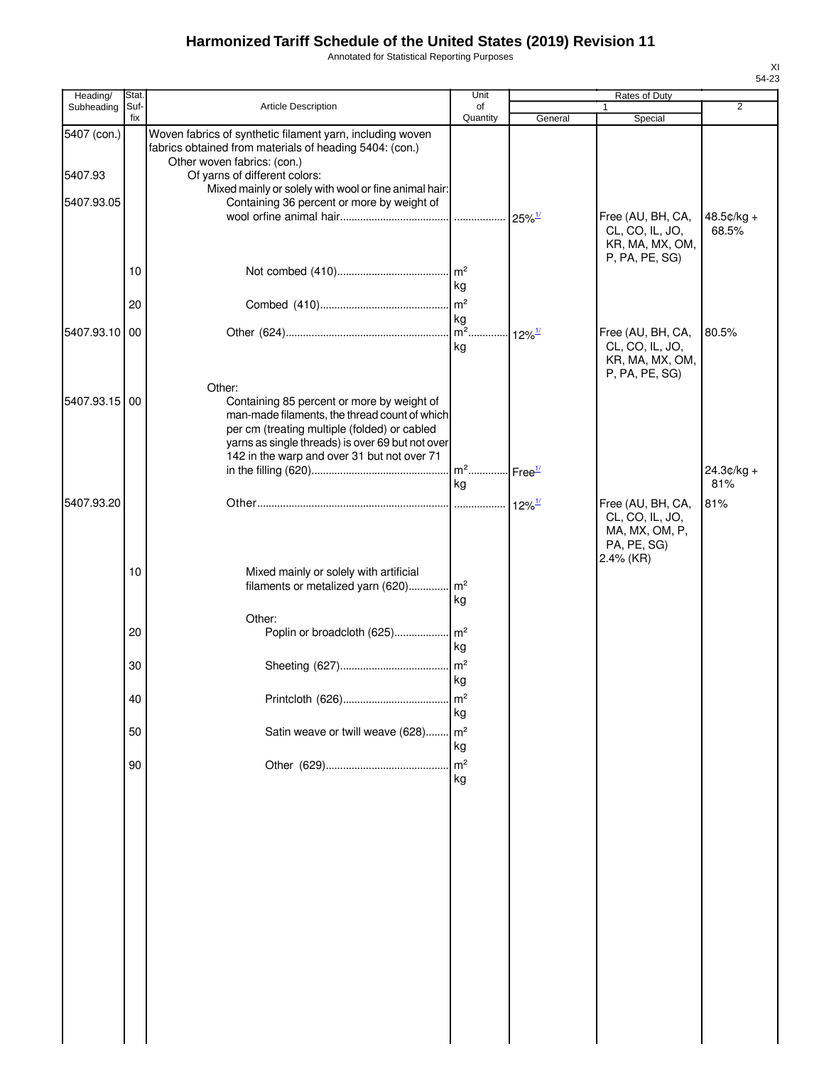# Harmonized Tariff Schedule of the United States (2019) Revision 11

Annotated for Statistical Reporting Purposes

XI
54-23

| Heading/ Subheading | Stat. Suf- fix | Article Description | Unit of Quantity | Rates of Duty 1 General | Rates of Duty 1 Special | Rates of Duty 2 |
|---|---|---|---|---|---|---|
| 5407 (con.) | | Woven fabrics of synthetic filament yarn, including woven fabrics obtained from materials of heading 5404: (con.) | | | | |
| | | Other woven fabrics: (con.) | | | | |
| 5407.93 | | Of yarns of different colors: | | | | |
| | | Mixed mainly or solely with wool or fine animal hair: | | | | |
| 5407.93.05 | | Containing 36 percent or more by weight of wool orfine animal hair | | 25%[1/] | Free (AU, BH, CA, CL, CO, IL, JO, KR, MA, MX, OM, P, PA, PE, SG) | 48.5¢/kg + 68.5% |
| | 10 | Not combed (410) | m² kg | | | |
| | 20 | Combed (410) | m² kg | | | |
| 5407.93.10 | 00 | Other (624) | m² kg | 12%[1/] | Free (AU, BH, CA, CL, CO, IL, JO, KR, MA, MX, OM, P, PA, PE, SG) | 80.5% |
| | | Other: | | | | |
| 5407.93.15 | 00 | Containing 85 percent or more by weight of man-made filaments, the thread count of which per cm (treating multiple (folded) or cabled yarns as single threads) is over 69 but not over 142 in the warp and over 31 but not over 71 in the filling (620) | m² kg | Free[1/] | | 24.3¢/kg + 81% |
| 5407.93.20 | | Other | | 12%[1/] | Free (AU, BH, CA, CL, CO, IL, JO, MA, MX, OM, P, PA, PE, SG) 2.4% (KR) | 81% |
| | 10 | Mixed mainly or solely with artificial filaments or metalized yarn (620) | m² kg | | | |
| | | Other: | | | | |
| | 20 | Poplin or broadcloth (625) | m² kg | | | |
| | 30 | Sheeting (627) | m² kg | | | |
| | 40 | Printcloth (626) | m² kg | | | |
| | 50 | Satin weave or twill weave (628) | m² kg | | | |
| | 90 | Other (629) | m² kg | | | |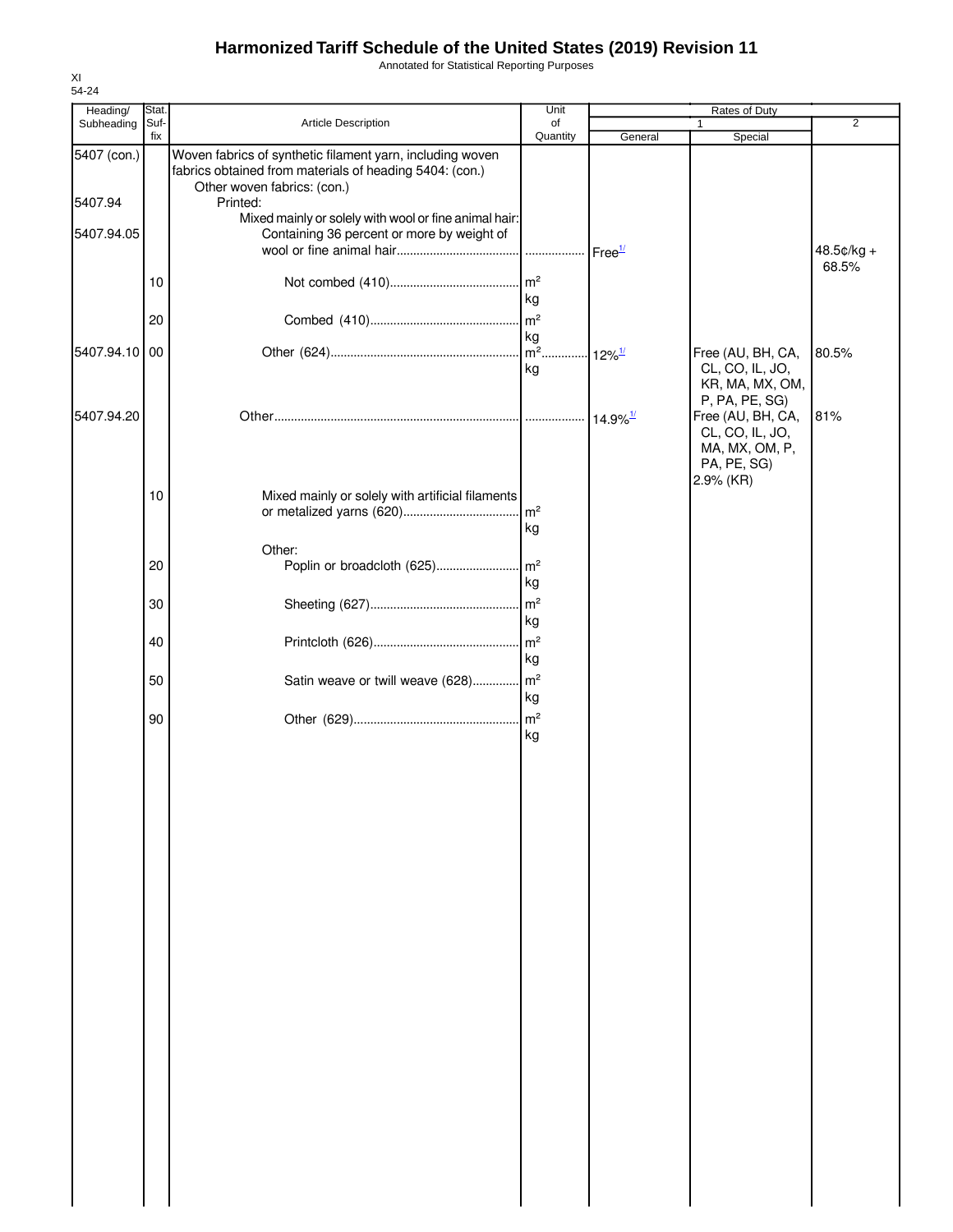# Harmonized Tariff Schedule of the United States (2019) Revision 11

Annotated for Statistical Reporting Purposes

XI
54-24

| Heading/ Subheading | Stat. Suf- fix | Article Description | Unit of Quantity | Rates of Duty 1 General | Special | 2 |
|---|---|---|---|---|---|---|
| 5407 (con.) | | Woven fabrics of synthetic filament yarn, including woven fabrics obtained from materials of heading 5404: (con.) | | | | |
| | | Other woven fabrics: (con.) | | | | |
| 5407.94 | | Printed: | | | | |
| | | Mixed mainly or solely with wool or fine animal hair: | | | | |
| 5407.94.05 | | Containing 36 percent or more by weight of wool or fine animal hair | | Free[1/] | | 48.5¢/kg + 68.5% |
| | 10 | Not combed (410) | m² kg | | | |
| | 20 | Combed (410) | m² kg | | | |
| 5407.94.10 | 00 | Other (624) | m² kg | 12%[1/] | Free (AU, BH, CA, CL, CO, IL, JO, KR, MA, MX, OM, P, PA, PE, SG) | 80.5% |
| 5407.94.20 | | Other | | 14.9%[1/] | Free (AU, BH, CA, CL, CO, IL, JO, MA, MX, OM, P, PA, PE, SG) 2.9% (KR) | 81% |
| | 10 | Mixed mainly or solely with artificial filaments or metalized yarns (620) | m² kg | | | |
| | | Other: | | | | |
| | 20 | Poplin or broadcloth (625) | m² kg | | | |
| | 30 | Sheeting (627) | m² kg | | | |
| | 40 | Printcloth (626) | m² kg | | | |
| | 50 | Satin weave or twill weave (628) | m² kg | | | |
| | 90 | Other (629) | m² kg | | | |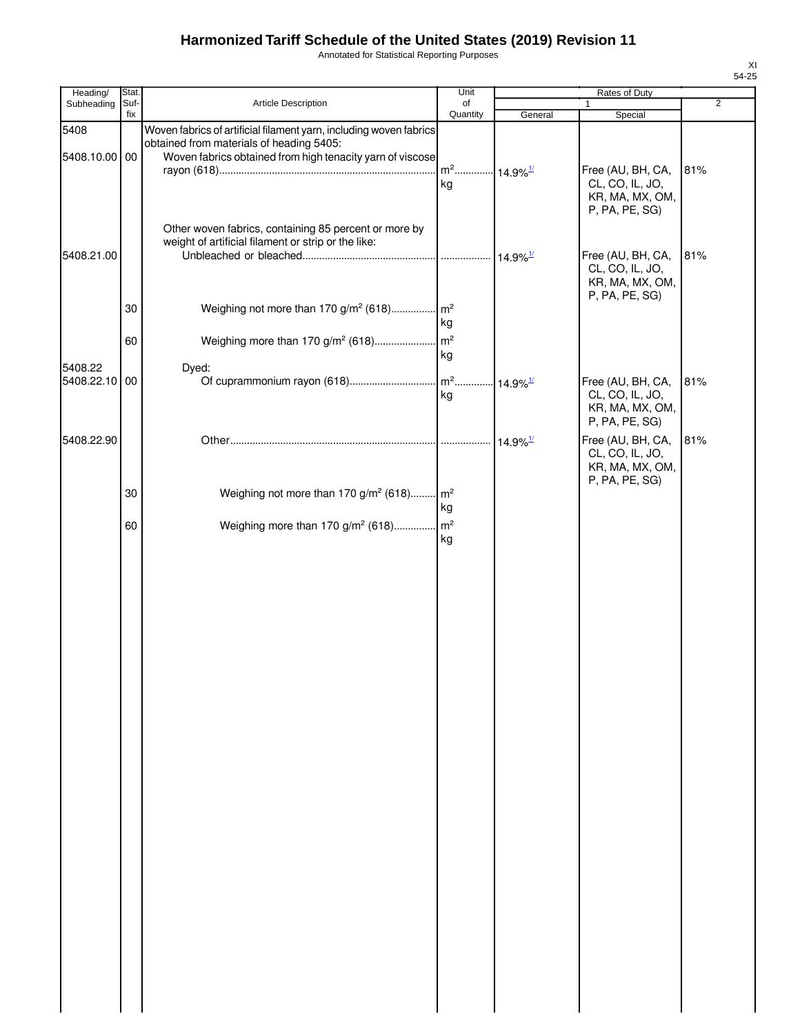# Harmonized Tariff Schedule of the United States (2019) Revision 11

Annotated for Statistical Reporting Purposes

XI
54-25

| Heading/ Subheading | Stat. Suf- fix | Article Description | Unit of Quantity | Rates of Duty 1 General | Special | 2 |
|---|---|---|---|---|---|---|
| 5408 | | Woven fabrics of artificial filament yarn, including woven fabrics obtained from materials of heading 5405: | | | | |
| 5408.10.00 | 00 | Woven fabrics obtained from high tenacity yarn of viscose rayon (618) | m² kg | 14.9%[1/] | Free (AU, BH, CA, CL, CO, IL, JO, KR, MA, MX, OM, P, PA, PE, SG) | 81% |
| | | Other woven fabrics, containing 85 percent or more by weight of artificial filament or strip or the like: | | | | |
| 5408.21.00 | | Unbleached or bleached | | 14.9%[1/] | Free (AU, BH, CA, CL, CO, IL, JO, KR, MA, MX, OM, P, PA, PE, SG) | 81% |
| | 30 | Weighing not more than 170 g/m² (618) | m² kg | | | |
| | 60 | Weighing more than 170 g/m² (618) | m² kg | | | |
| 5408.22 | | Dyed: | | | | |
| 5408.22.10 | 00 | Of cuprammonium rayon (618) | m² kg | 14.9%[1/] | Free (AU, BH, CA, CL, CO, IL, JO, KR, MA, MX, OM, P, PA, PE, SG) | 81% |
| 5408.22.90 | | Other | | 14.9%[1/] | Free (AU, BH, CA, CL, CO, IL, JO, KR, MA, MX, OM, P, PA, PE, SG) | 81% |
| | 30 | Weighing not more than 170 g/m² (618) | m² kg | | | |
| | 60 | Weighing more than 170 g/m² (618) | m² kg | | | |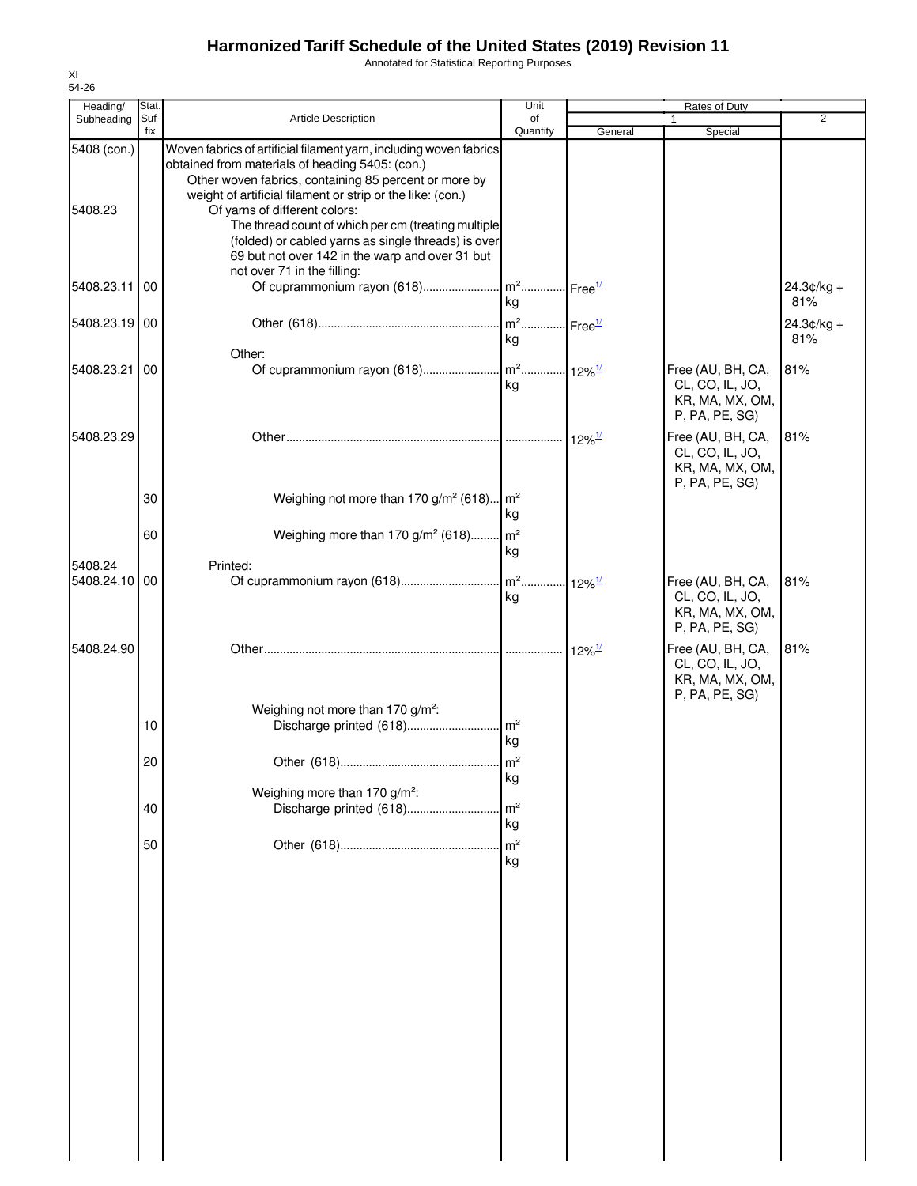# Harmonized Tariff Schedule of the United States (2019) Revision 11

Annotated for Statistical Reporting Purposes

XI
54-26

| Heading/ Subheading | Stat. Suf- fix | Article Description | Unit of Quantity | Rates of Duty 1 General | Special | 2 |
|---|---|---|---|---|---|---|
| 5408 (con.) | | Woven fabrics of artificial filament yarn, including woven fabrics obtained from materials of heading 5405: (con.) | | | | |
| | | Other woven fabrics, containing 85 percent or more by weight of artificial filament or strip or the like: (con.) | | | | |
| 5408.23 | | Of yarns of different colors: | | | | |
| | | The thread count of which per cm (treating multiple (folded) or cabled yarns as single threads) is over 69 but not over 142 in the warp and over 31 but not over 71 in the filling: | | | | |
| 5408.23.11 | 00 | Of cuprammonium rayon (618) | $m^2$<br>kg | Free[1/] | | 24.3¢/kg + 81% |
| 5408.23.19 | 00 | Other (618) | $m^2$<br>kg | Free[1/] | | 24.3¢/kg + 81% |
| | | Other: | | | | |
| 5408.23.21 | 00 | Of cuprammonium rayon (618) | $m^2$<br>kg | 12%[1/] | Free (AU, BH, CA, CL, CO, IL, JO, KR, MA, MX, OM, P, PA, PE, SG) | 81% |
| 5408.23.29 | | Other | | 12%[1/] | Free (AU, BH, CA, CL, CO, IL, JO, KR, MA, MX, OM, P, PA, PE, SG) | 81% |
| | 30 | Weighing not more than 170 $g/m^2$ (618) | $m^2$<br>kg | | | |
| | 60 | Weighing more than 170 $g/m^2$ (618) | $m^2$<br>kg | | | |
| 5408.24 | | Printed: | | | | |
| 5408.24.10 | 00 | Of cuprammonium rayon (618) | $m^2$<br>kg | 12%[1/] | Free (AU, BH, CA, CL, CO, IL, JO, KR, MA, MX, OM, P, PA, PE, SG) | 81% |
| 5408.24.90 | | Other | | 12%[1/] | Free (AU, BH, CA, CL, CO, IL, JO, KR, MA, MX, OM, P, PA, PE, SG) | 81% |
| | | Weighing not more than 170 $g/m^2$: | | | | |
| | 10 | Discharge printed (618) | $m^2$<br>kg | | | |
| | 20 | Other (618) | $m^2$<br>kg | | | |
| | | Weighing more than 170 $g/m^2$: | | | | |
| | 40 | Discharge printed (618) | $m^2$<br>kg | | | |
| | 50 | Other (618) | $m^2$<br>kg | | | |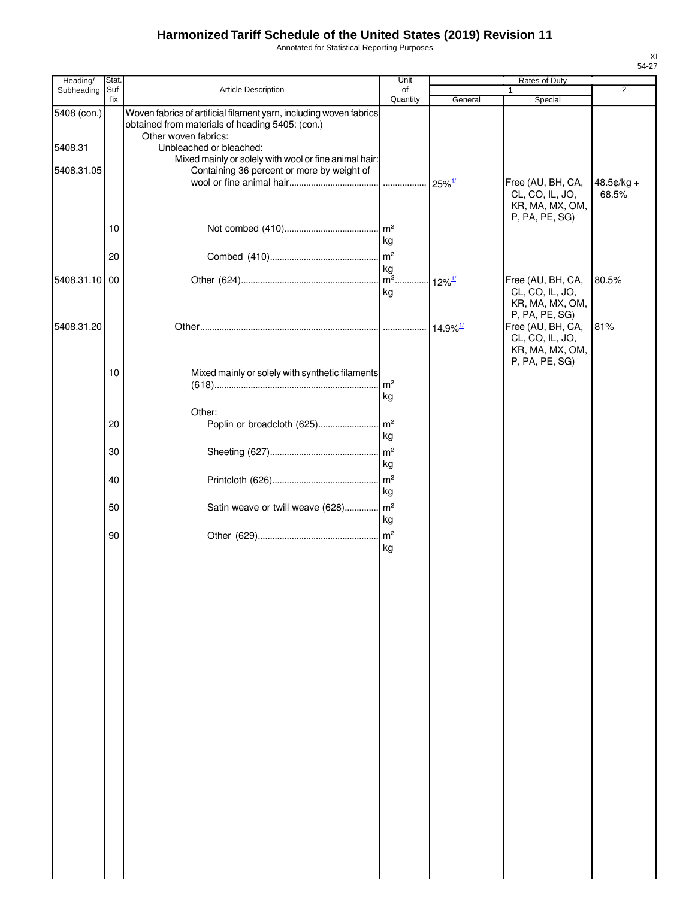# Harmonized Tariff Schedule of the United States (2019) Revision 11

Annotated for Statistical Reporting Purposes

XI
54-27

| Heading/ Subheading | Stat. Suf- fix | Article Description | Unit of Quantity | Rates of Duty 1 General | Special | 2 |
|---|---|---|---|---|---|---|
| 5408 (con.) | | Woven fabrics of artificial filament yarn, including woven fabrics obtained from materials of heading 5405: (con.) | | | | |
| | | Other woven fabrics: | | | | |
| 5408.31 | | Unbleached or bleached: | | | | |
| | | Mixed mainly or solely with wool or fine animal hair: | | | | |
| 5408.31.05 | | Containing 36 percent or more by weight of wool or fine animal hair | | 25%[1/] | Free (AU, BH, CA, CL, CO, IL, JO, KR, MA, MX, OM, P, PA, PE, SG) | 48.5¢/kg + 68.5% |
| | 10 | Not combed (410) | m² kg | | | |
| | 20 | Combed (410) | m² kg | | | |
| 5408.31.10 | 00 | Other (624) | m² kg | 12%[1/] | Free (AU, BH, CA, CL, CO, IL, JO, KR, MA, MX, OM, P, PA, PE, SG) | 80.5% |
| 5408.31.20 | | Other | | 14.9%[1/] | Free (AU, BH, CA, CL, CO, IL, JO, KR, MA, MX, OM, P, PA, PE, SG) | 81% |
| | 10 | Mixed mainly or solely with synthetic filaments (618) | m² kg | | | |
| | | Other: | | | | |
| | 20 | Poplin or broadcloth (625) | m² kg | | | |
| | 30 | Sheeting (627) | m² kg | | | |
| | 40 | Printcloth (626) | m² kg | | | |
| | 50 | Satin weave or twill weave (628) | m² kg | | | |
| | 90 | Other (629) | m² kg | | | |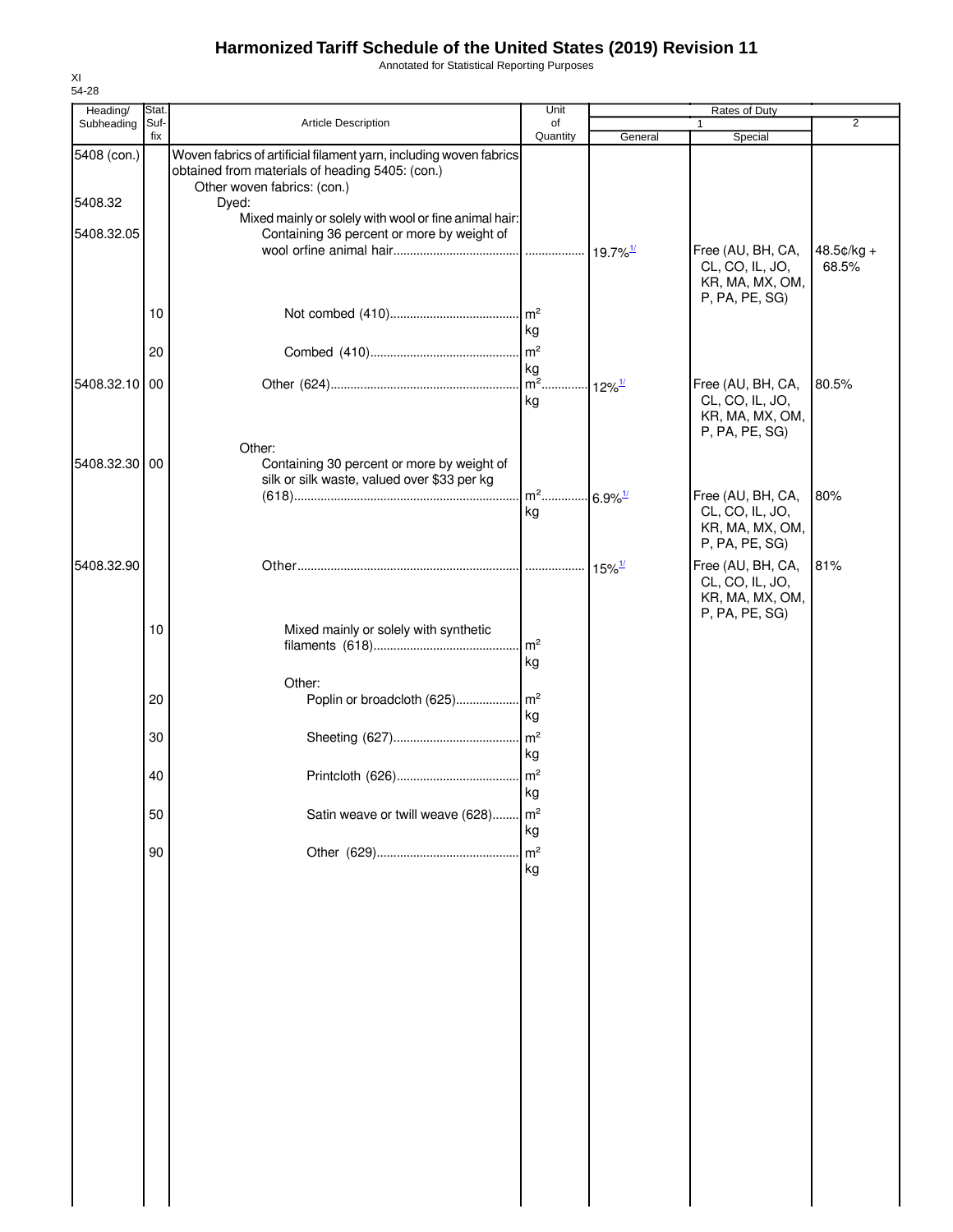# Harmonized Tariff Schedule of the United States (2019) Revision 11

Annotated for Statistical Reporting Purposes

XI
54-28

| Heading/ Subheading | Stat. Suf- fix | Article Description | Unit of Quantity | Rates of Duty 1 General | Rates of Duty 1 Special | Rates of Duty 2 |
|---|---|---|---|---|---|---|
| 5408 (con.) | | Woven fabrics of artificial filament yarn, including woven fabrics obtained from materials of heading 5405: (con.) | | | | |
| | | Other woven fabrics: (con.) | | | | |
| 5408.32 | | Dyed: | | | | |
| | | Mixed mainly or solely with wool or fine animal hair: | | | | |
| 5408.32.05 | | Containing 36 percent or more by weight of wool orfine animal hair | ................. | 19.7%[1/] | Free (AU, BH, CA, CL, CO, IL, JO, KR, MA, MX, OM, P, PA, PE, SG) | 48.5¢/kg + 68.5% |
| | 10 | Not combed (410) | m²<br>kg | | | |
| | 20 | Combed (410) | m²<br>kg | | | |
| 5408.32.10 | 00 | Other (624) | m²<br>kg | 12%[1/] | Free (AU, BH, CA, CL, CO, IL, JO, KR, MA, MX, OM, P, PA, PE, SG) | 80.5% |
| | | Other: | | | | |
| 5408.32.30 | 00 | Containing 30 percent or more by weight of silk or silk waste, valued over $33 per kg (618) | m²<br>kg | 6.9%[1/] | Free (AU, BH, CA, CL, CO, IL, JO, KR, MA, MX, OM, P, PA, PE, SG) | 80% |
| 5408.32.90 | | Other | ................. | 15%[1/] | Free (AU, BH, CA, CL, CO, IL, JO, KR, MA, MX, OM, P, PA, PE, SG) | 81% |
| | 10 | Mixed mainly or solely with synthetic filaments (618) | m²<br>kg | | | |
| | | Other: | | | | |
| | 20 | Poplin or broadcloth (625) | m²<br>kg | | | |
| | 30 | Sheeting (627) | m²<br>kg | | | |
| | 40 | Printcloth (626) | m²<br>kg | | | |
| | 50 | Satin weave or twill weave (628) | m²<br>kg | | | |
| | 90 | Other (629) | m²<br>kg | | | |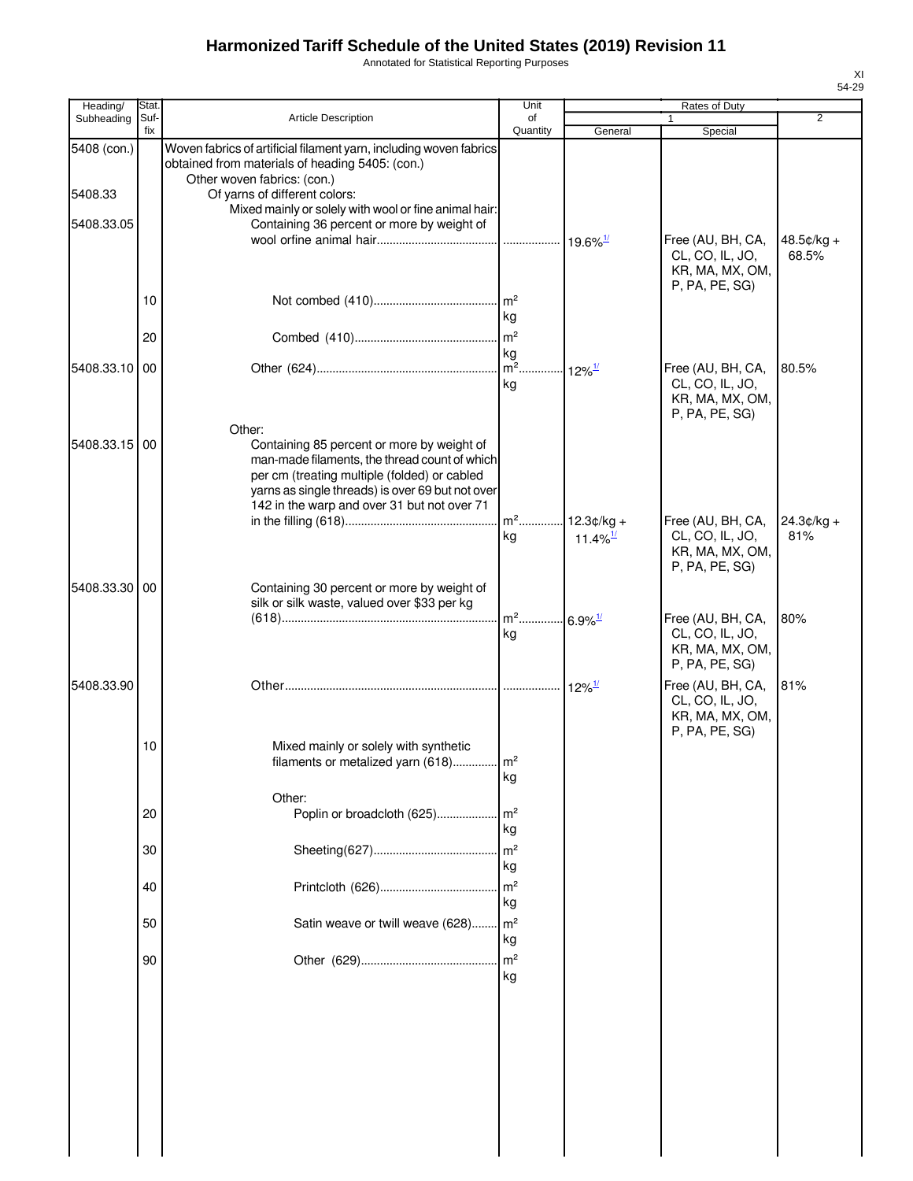# Harmonized Tariff Schedule of the United States (2019) Revision 11

Annotated for Statistical Reporting Purposes

XI
54-29

| Heading/ Subheading | Stat. Suf- fix | Article Description | Unit of Quantity | Rates of Duty 1 General | Rates of Duty 1 Special | Rates of Duty 2 |
|---|---|---|---|---|---|---|
| 5408 (con.) | | Woven fabrics of artificial filament yarn, including woven fabrics obtained from materials of heading 5405: (con.) | | | | |
| | | Other woven fabrics: (con.) | | | | |
| 5408.33 | | Of yarns of different colors: | | | | |
| | | Mixed mainly or solely with wool or fine animal hair: | | | | |
| 5408.33.05 | | Containing 36 percent or more by weight of wool orfine animal hair | | 19.6%[1/] | Free (AU, BH, CA, CL, CO, IL, JO, KR, MA, MX, OM, P, PA, PE, SG) | 48.5¢/kg + 68.5% |
| | 10 | Not combed (410) | m² kg | | | |
| | 20 | Combed (410) | m² kg | | | |
| 5408.33.10 | 00 | Other (624) | m² kg | 12%[1/] | Free (AU, BH, CA, CL, CO, IL, JO, KR, MA, MX, OM, P, PA, PE, SG) | 80.5% |
| | | Other: | | | | |
| 5408.33.15 | 00 | Containing 85 percent or more by weight of man-made filaments, the thread count of which per cm (treating multiple (folded) or cabled yarns as single threads) is over 69 but not over 142 in the warp and over 31 but not over 71 in the filling (618) | m² kg | 12.3¢/kg + 11.4%[1/] | Free (AU, BH, CA, CL, CO, IL, JO, KR, MA, MX, OM, P, PA, PE, SG) | 24.3¢/kg + 81% |
| 5408.33.30 | 00 | Containing 30 percent or more by weight of silk or silk waste, valued over $33 per kg (618) | m² kg | 6.9%[1/] | Free (AU, BH, CA, CL, CO, IL, JO, KR, MA, MX, OM, P, PA, PE, SG) | 80% |
| 5408.33.90 | | Other | | 12%[1/] | Free (AU, BH, CA, CL, CO, IL, JO, KR, MA, MX, OM, P, PA, PE, SG) | 81% |
| | 10 | Mixed mainly or solely with synthetic filaments or metalized yarn (618) | m² kg | | | |
| | | Other: | | | | |
| | 20 | Poplin or broadcloth (625) | m² kg | | | |
| | 30 | Sheeting(627) | m² kg | | | |
| | 40 | Printcloth (626) | m² kg | | | |
| | 50 | Satin weave or twill weave (628) | m² kg | | | |
| | 90 | Other (629) | m² kg | | | |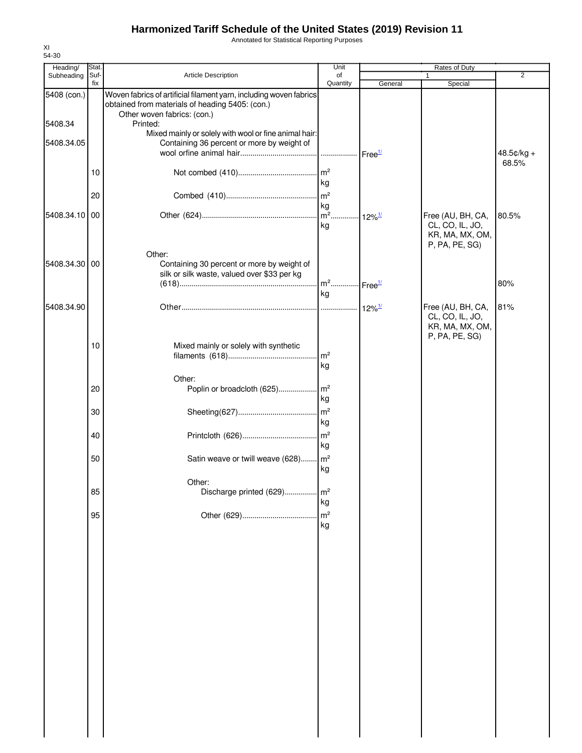# Harmonized Tariff Schedule of the United States (2019) Revision 11

Annotated for Statistical Reporting Purposes

XI
54-30

| Heading/ Subheading | Stat. Suf- fix | Article Description | Unit of Quantity | Rates of Duty 1 General | Rates of Duty 1 Special | Rates of Duty 2 |
|---|---|---|---|---|---|---|
| 5408 (con.) | | Woven fabrics of artificial filament yarn, including woven fabrics obtained from materials of heading 5405: (con.) | | | | |
| | | Other woven fabrics: (con.) | | | | |
| 5408.34 | | Printed: | | | | |
| | | Mixed mainly or solely with wool or fine animal hair: | | | | |
| 5408.34.05 | | Containing 36 percent or more by weight of wool orfine animal hair | | Free[1/] | | 48.5¢/kg + 68.5% |
| | 10 | Not combed (410) | m²<br>kg | | | |
| | 20 | Combed (410) | m²<br>kg | | | |
| 5408.34.10 | 00 | Other (624) | m²<br>kg | 12%[1/] | Free (AU, BH, CA, CL, CO, IL, JO, KR, MA, MX, OM, P, PA, PE, SG) | 80.5% |
| | | Other: | | | | |
| 5408.34.30 | 00 | Containing 30 percent or more by weight of silk or silk waste, valued over $33 per kg (618) | m²<br>kg | Free[1/] | | 80% |
| 5408.34.90 | | Other | | 12%[1/] | Free (AU, BH, CA, CL, CO, IL, JO, KR, MA, MX, OM, P, PA, PE, SG) | 81% |
| | 10 | Mixed mainly or solely with synthetic filaments (618) | m²<br>kg | | | |
| | | Other: | | | | |
| | 20 | Poplin or broadcloth (625) | m²<br>kg | | | |
| | 30 | Sheeting(627) | m²<br>kg | | | |
| | 40 | Printcloth (626) | m²<br>kg | | | |
| | 50 | Satin weave or twill weave (628) | m²<br>kg | | | |
| | | Other: | | | | |
| | 85 | Discharge printed (629) | m²<br>kg | | | |
| | 95 | Other (629) | m²<br>kg | | | |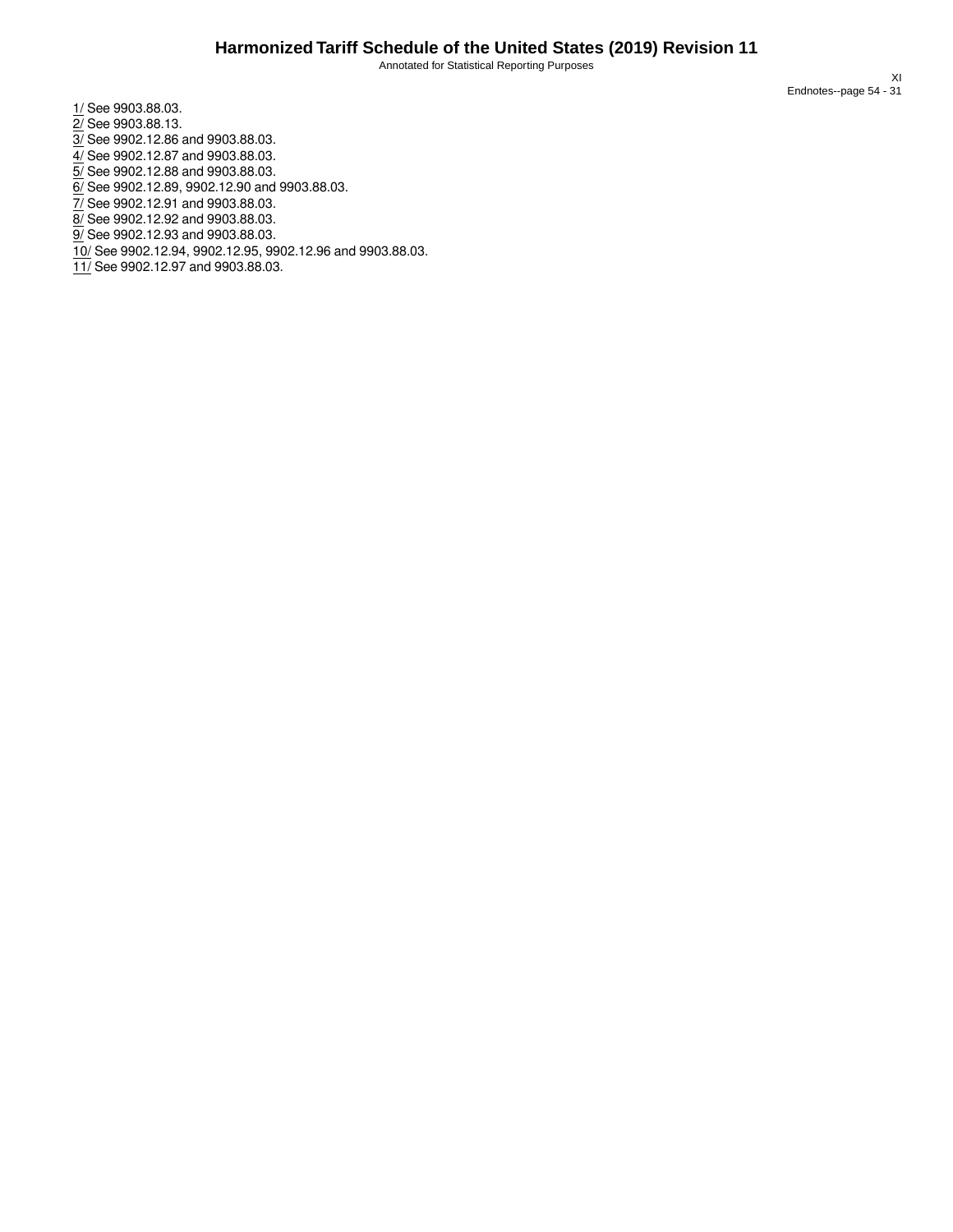1/ See 9903.88.03.
2/ See 9903.88.13.
3/ See 9902.12.86 and 9903.88.03.
4/ See 9902.12.87 and 9903.88.03.
5/ See 9902.12.88 and 9903.88.03.
6/ See 9902.12.89, 9902.12.90 and 9903.88.03.
7/ See 9902.12.91 and 9903.88.03.
8/ See 9902.12.92 and 9903.88.03.
9/ See 9902.12.93 and 9903.88.03.
10/ See 9902.12.94, 9902.12.95, 9902.12.96 and 9903.88.03.
11/ See 9902.12.97 and 9903.88.03.